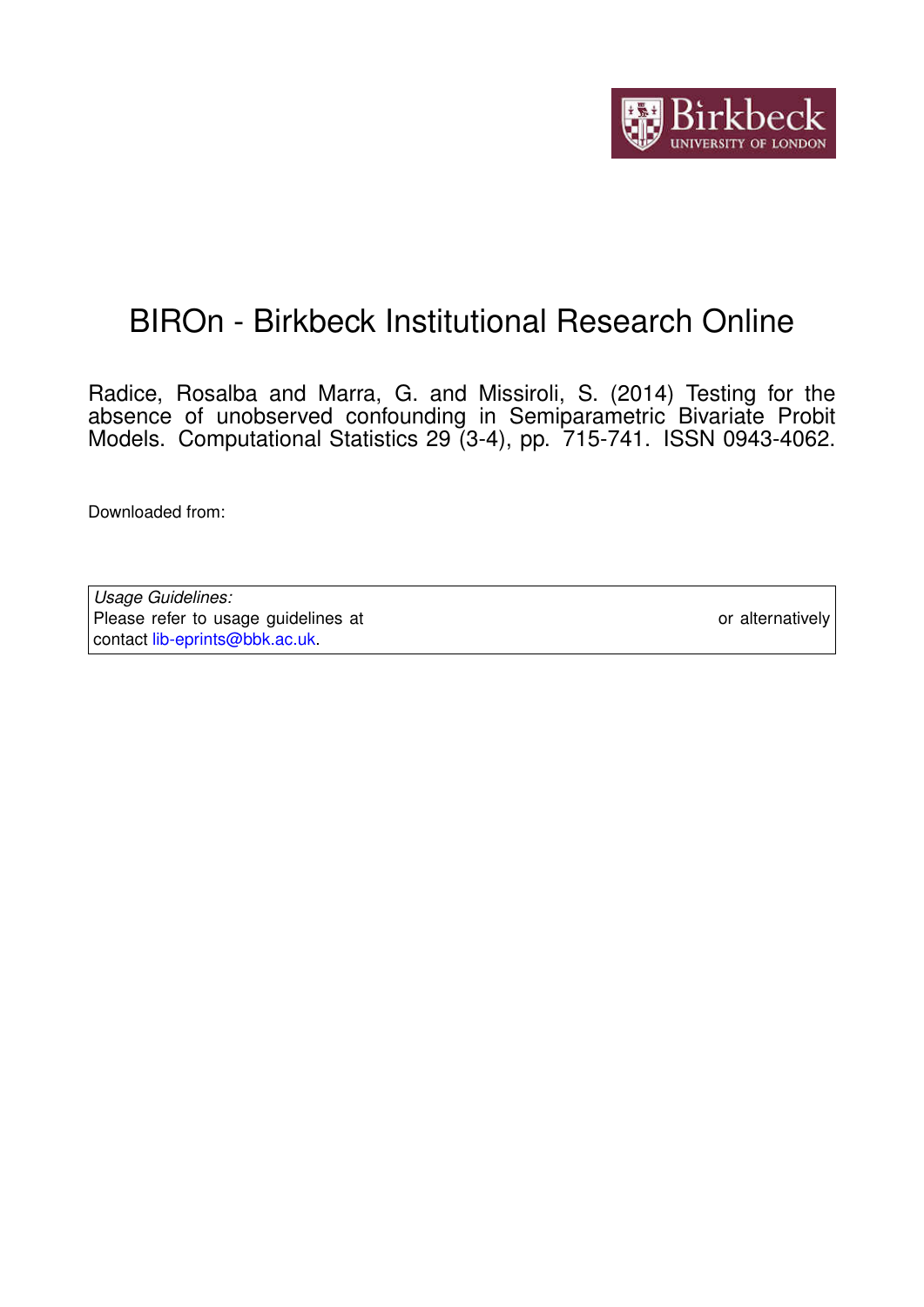# BIROn - Birkbeck Institutional Research Online

Radice, Rosalba and Marra, G. and Missiroli, S. (2014) Testing for the absence of unobserved confounding in Semiparametric Bivariate Probit Models. Computational Statistics 29 (3-4), pp. 715-741. ISSN 0943-4062.

Downloaded from:

| *Usage Guidelines:* |
|---|
| Please refer to usage guidelines at or alternatively contact lib-eprints@bbk.ac.uk. |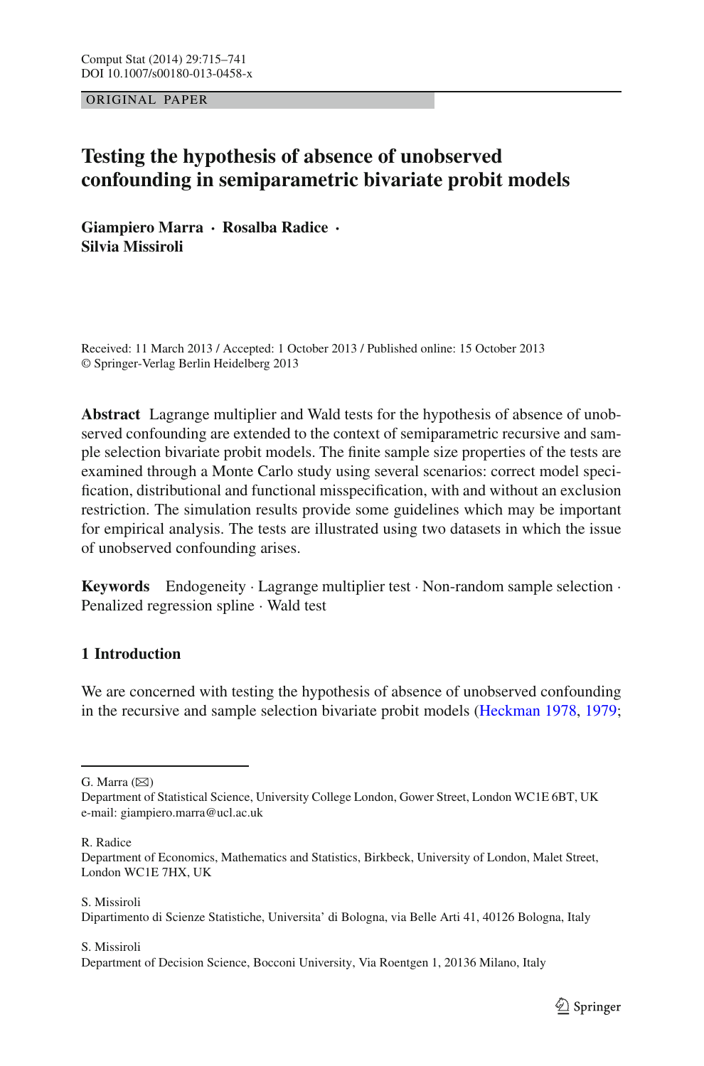# Testing the hypothesis of absence of unobserved confounding in semiparametric bivariate probit models

**Giampiero Marra · Rosalba Radice · Silvia Missiroli**

Received: 11 March 2013 / Accepted: 1 October 2013 / Published online: 15 October 2013
© Springer-Verlag Berlin Heidelberg 2013

**Abstract** Lagrange multiplier and Wald tests for the hypothesis of absence of unobserved confounding are extended to the context of semiparametric recursive and sample selection bivariate probit models. The finite sample size properties of the tests are examined through a Monte Carlo study using several scenarios: correct model specification, distributional and functional misspecification, with and without an exclusion restriction. The simulation results provide some guidelines which may be important for empirical analysis. The tests are illustrated using two datasets in which the issue of unobserved confounding arises.

**Keywords** Endogeneity · Lagrange multiplier test · Non-random sample selection · Penalized regression spline · Wald test

## 1 Introduction

We are concerned with testing the hypothesis of absence of unobserved confounding in the recursive and sample selection bivariate probit models (Heckman 1978, 1979;

---

G. Marra (✉)
Department of Statistical Science, University College London, Gower Street, London WC1E 6BT, UK
e-mail: giampiero.marra@ucl.ac.uk

R. Radice
Department of Economics, Mathematics and Statistics, Birkbeck, University of London, Malet Street, London WC1E 7HX, UK

S. Missiroli
Dipartimento di Scienze Statistiche, Universita' di Bologna, via Belle Arti 41, 40126 Bologna, Italy

S. Missiroli
Department of Decision Science, Bocconi University, Via Roentgen 1, 20136 Milano, Italy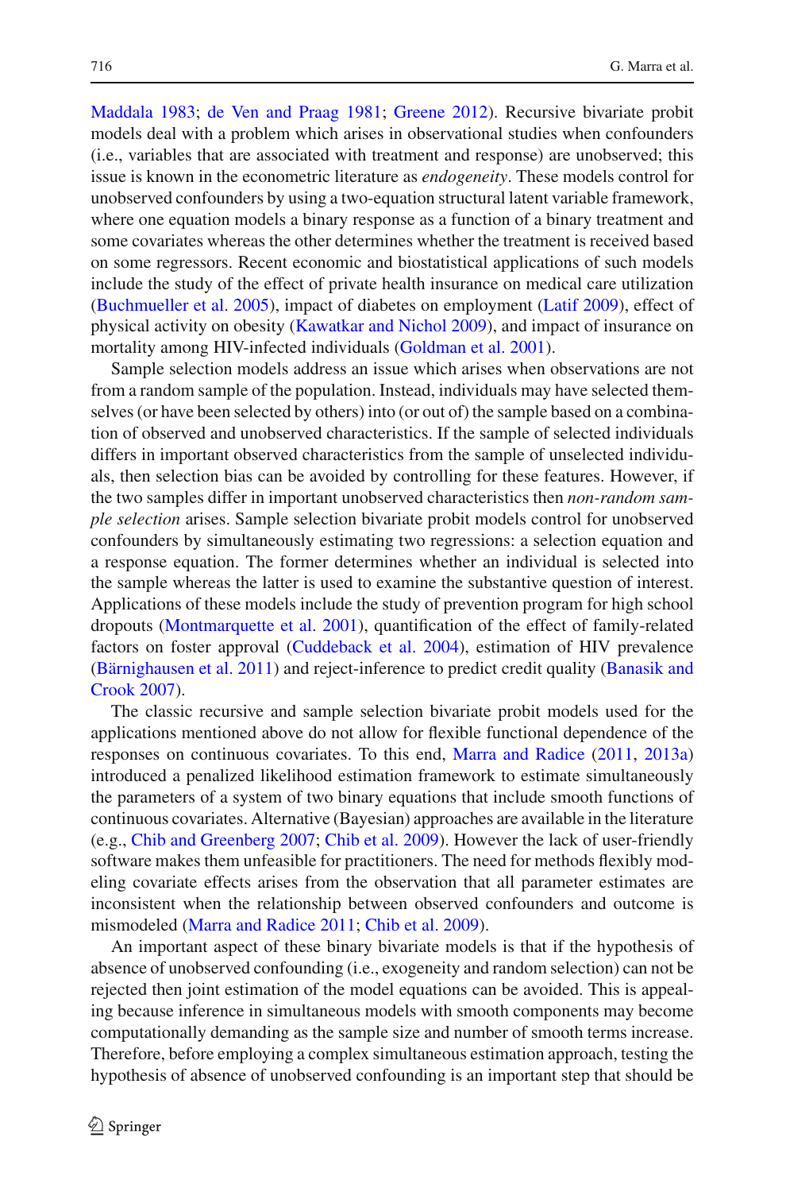Maddala 1983; de Ven and Praag 1981; Greene 2012). Recursive bivariate probit models deal with a problem which arises in observational studies when confounders (i.e., variables that are associated with treatment and response) are unobserved; this issue is known in the econometric literature as *endogeneity*. These models control for unobserved confounders by using a two-equation structural latent variable framework, where one equation models a binary response as a function of a binary treatment and some covariates whereas the other determines whether the treatment is received based on some regressors. Recent economic and biostatistical applications of such models include the study of the effect of private health insurance on medical care utilization (Buchmueller et al. 2005), impact of diabetes on employment (Latif 2009), effect of physical activity on obesity (Kawatkar and Nichol 2009), and impact of insurance on mortality among HIV-infected individuals (Goldman et al. 2001).

Sample selection models address an issue which arises when observations are not from a random sample of the population. Instead, individuals may have selected themselves (or have been selected by others) into (or out of) the sample based on a combination of observed and unobserved characteristics. If the sample of selected individuals differs in important observed characteristics from the sample of unselected individuals, then selection bias can be avoided by controlling for these features. However, if the two samples differ in important unobserved characteristics then *non-random sample selection* arises. Sample selection bivariate probit models control for unobserved confounders by simultaneously estimating two regressions: a selection equation and a response equation. The former determines whether an individual is selected into the sample whereas the latter is used to examine the substantive question of interest. Applications of these models include the study of prevention program for high school dropouts (Montmarquette et al. 2001), quantification of the effect of family-related factors on foster approval (Cuddeback et al. 2004), estimation of HIV prevalence (Bärnighausen et al. 2011) and reject-inference to predict credit quality (Banasik and Crook 2007).

The classic recursive and sample selection bivariate probit models used for the applications mentioned above do not allow for flexible functional dependence of the responses on continuous covariates. To this end, Marra and Radice (2011, 2013a) introduced a penalized likelihood estimation framework to estimate simultaneously the parameters of a system of two binary equations that include smooth functions of continuous covariates. Alternative (Bayesian) approaches are available in the literature (e.g., Chib and Greenberg 2007; Chib et al. 2009). However the lack of user-friendly software makes them unfeasible for practitioners. The need for methods flexibly modeling covariate effects arises from the observation that all parameter estimates are inconsistent when the relationship between observed confounders and outcome is mismodeled (Marra and Radice 2011; Chib et al. 2009).

An important aspect of these binary bivariate models is that if the hypothesis of absence of unobserved confounding (i.e., exogeneity and random selection) can not be rejected then joint estimation of the model equations can be avoided. This is appealing because inference in simultaneous models with smooth components may become computationally demanding as the sample size and number of smooth terms increase. Therefore, before employing a complex simultaneous estimation approach, testing the hypothesis of absence of unobserved confounding is an important step that should be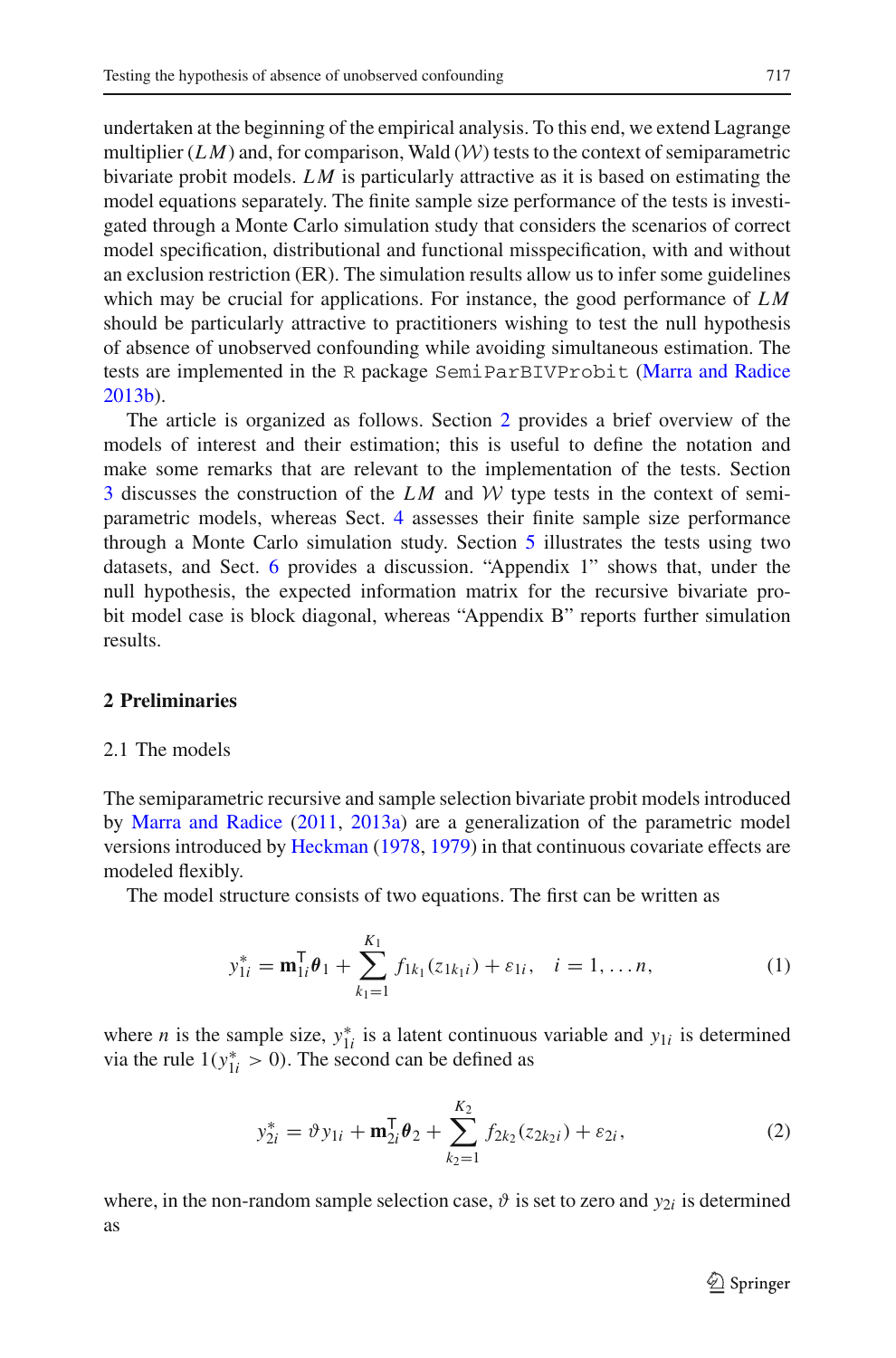undertaken at the beginning of the empirical analysis. To this end, we extend Lagrange multiplier ($LM$) and, for comparison, Wald ($\mathcal{W}$) tests to the context of semiparametric bivariate probit models. $LM$ is particularly attractive as it is based on estimating the model equations separately. The finite sample size performance of the tests is investigated through a Monte Carlo simulation study that considers the scenarios of correct model specification, distributional and functional misspecification, with and without an exclusion restriction (ER). The simulation results allow us to infer some guidelines which may be crucial for applications. For instance, the good performance of $LM$ should be particularly attractive to practitioners wishing to test the null hypothesis of absence of unobserved confounding while avoiding simultaneous estimation. The tests are implemented in the R package `SemiParBIVProbit` (Marra and Radice 2013b).

The article is organized as follows. Section 2 provides a brief overview of the models of interest and their estimation; this is useful to define the notation and make some remarks that are relevant to the implementation of the tests. Section 3 discusses the construction of the $LM$ and $\mathcal{W}$ type tests in the context of semiparametric models, whereas Sect. 4 assesses their finite sample size performance through a Monte Carlo simulation study. Section 5 illustrates the tests using two datasets, and Sect. 6 provides a discussion. "Appendix 1" shows that, under the null hypothesis, the expected information matrix for the recursive bivariate probit model case is block diagonal, whereas "Appendix B" reports further simulation results.

## 2 Preliminaries

### 2.1 The models

The semiparametric recursive and sample selection bivariate probit models introduced by Marra and Radice (2011, 2013a) are a generalization of the parametric model versions introduced by Heckman (1978, 1979) in that continuous covariate effects are modeled flexibly.

The model structure consists of two equations. The first can be written as

$$y_{1i}^* = \mathbf{m}_{1i}^\mathsf{T}\boldsymbol{\theta}_1 + \sum_{k_1=1}^{K_1} f_{1k_1}(z_{1k_1i}) + \varepsilon_{1i}, \quad i = 1, \ldots n, \tag{1}$$

where $n$ is the sample size, $y_{1i}^*$ is a latent continuous variable and $y_{1i}$ is determined via the rule $1(y_{1i}^* > 0)$. The second can be defined as

$$y_{2i}^* = \vartheta y_{1i} + \mathbf{m}_{2i}^\mathsf{T}\boldsymbol{\theta}_2 + \sum_{k_2=1}^{K_2} f_{2k_2}(z_{2k_2i}) + \varepsilon_{2i}, \tag{2}$$

where, in the non-random sample selection case, $\vartheta$ is set to zero and $y_{2i}$ is determined as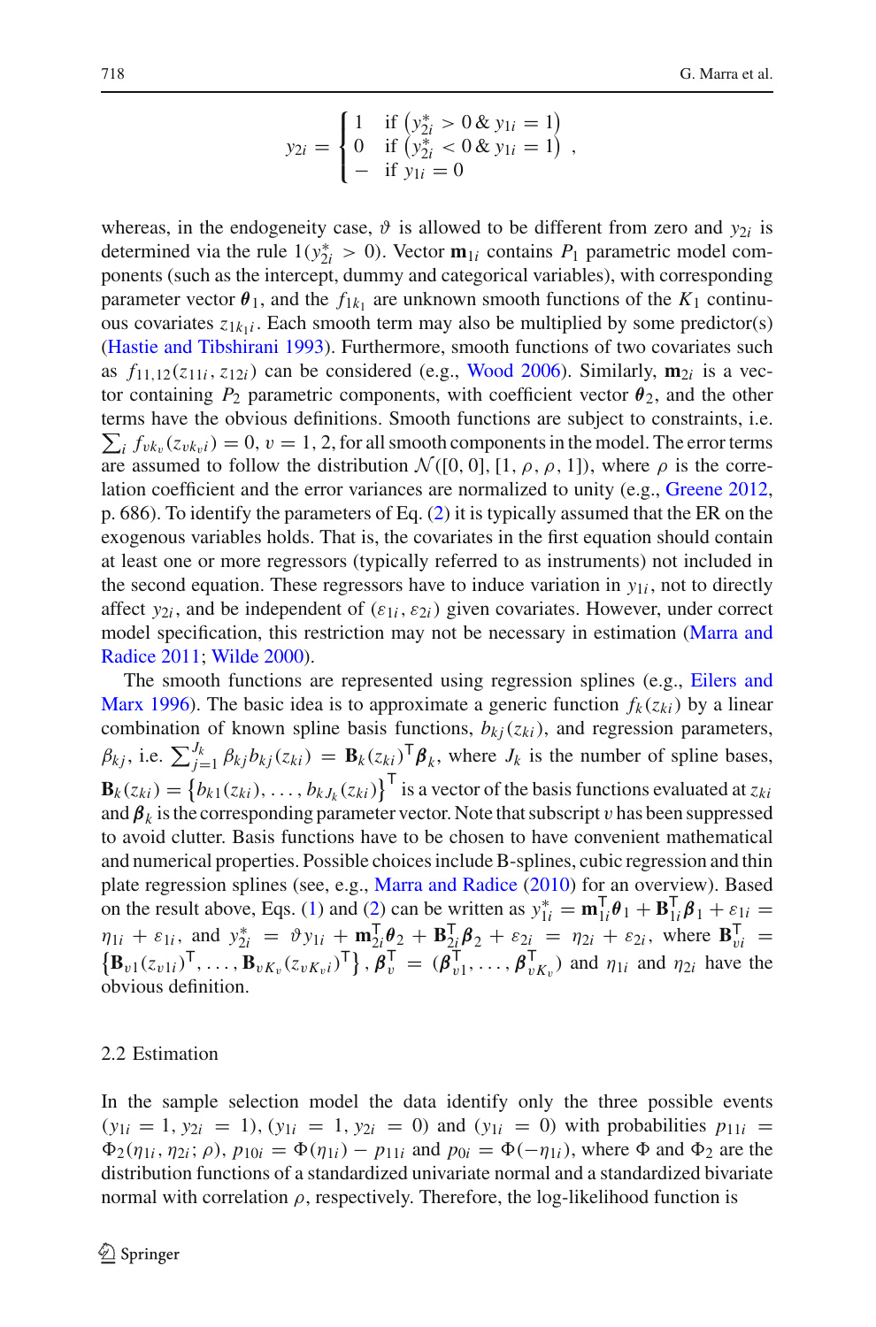$$y_{2i} = \begin{cases} 1 & \text{if } \left(y_{2i}^* > 0 \,\&\, y_{1i} = 1\right) \\ 0 & \text{if } \left(y_{2i}^* < 0 \,\&\, y_{1i} = 1\right) \\ - & \text{if } y_{1i} = 0 \end{cases},$$

whereas, in the endogeneity case, $\vartheta$ is allowed to be different from zero and $y_{2i}$ is determined via the rule $1(y_{2i}^* > 0)$. Vector $\mathbf{m}_{1i}$ contains $P_1$ parametric model components (such as the intercept, dummy and categorical variables), with corresponding parameter vector $\boldsymbol{\theta}_1$, and the $f_{1k_1}$ are unknown smooth functions of the $K_1$ continuous covariates $z_{1k_1i}$. Each smooth term may also be multiplied by some predictor(s) (Hastie and Tibshirani 1993). Furthermore, smooth functions of two covariates such as $f_{11,12}(z_{11i}, z_{12i})$ can be considered (e.g., Wood 2006). Similarly, $\mathbf{m}_{2i}$ is a vector containing $P_2$ parametric components, with coefficient vector $\boldsymbol{\theta}_2$, and the other terms have the obvious definitions. Smooth functions are subject to constraints, i.e. $\sum_i f_{vk_v}(z_{vk_vi}) = 0$, $v = 1, 2$, for all smooth components in the model. The error terms are assumed to follow the distribution $\mathcal{N}([0, 0], [1, \rho, \rho, 1])$, where $\rho$ is the correlation coefficient and the error variances are normalized to unity (e.g., Greene 2012, p. 686). To identify the parameters of Eq. (2) it is typically assumed that the ER on the exogenous variables holds. That is, the covariates in the first equation should contain at least one or more regressors (typically referred to as instruments) not included in the second equation. These regressors have to induce variation in $y_{1i}$, not to directly affect $y_{2i}$, and be independent of $(\varepsilon_{1i}, \varepsilon_{2i})$ given covariates. However, under correct model specification, this restriction may not be necessary in estimation (Marra and Radice 2011; Wilde 2000).

The smooth functions are represented using regression splines (e.g., Eilers and Marx 1996). The basic idea is to approximate a generic function $f_k(z_{ki})$ by a linear combination of known spline basis functions, $b_{kj}(z_{ki})$, and regression parameters, $\beta_{kj}$, i.e. $\sum_{j=1}^{J_k} \beta_{kj} b_{kj}(z_{ki}) = \mathbf{B}_k(z_{ki})^{\mathsf{T}} \boldsymbol{\beta}_k$, where $J_k$ is the number of spline bases, $\mathbf{B}_k(z_{ki}) = \left\{b_{k1}(z_{ki}), \ldots, b_{kJ_k}(z_{ki})\right\}^{\mathsf{T}}$ is a vector of the basis functions evaluated at $z_{ki}$ and $\boldsymbol{\beta}_k$ is the corresponding parameter vector. Note that subscript $v$ has been suppressed to avoid clutter. Basis functions have to be chosen to have convenient mathematical and numerical properties. Possible choices include B-splines, cubic regression and thin plate regression splines (see, e.g., Marra and Radice (2010) for an overview). Based on the result above, Eqs. (1) and (2) can be written as $y_{1i}^* = \mathbf{m}_{1i}^{\mathsf{T}} \boldsymbol{\theta}_1 + \mathbf{B}_{1i}^{\mathsf{T}} \boldsymbol{\beta}_1 + \varepsilon_{1i} = \eta_{1i} + \varepsilon_{1i}$, and $y_{2i}^* = \vartheta y_{1i} + \mathbf{m}_{2i}^{\mathsf{T}} \boldsymbol{\theta}_2 + \mathbf{B}_{2i}^{\mathsf{T}} \boldsymbol{\beta}_2 + \varepsilon_{2i} = \eta_{2i} + \varepsilon_{2i}$, where $\mathbf{B}_{vi}^{\mathsf{T}} = \left\{\mathbf{B}_{v1}(z_{v1i})^{\mathsf{T}}, \ldots, \mathbf{B}_{vK_v}(z_{vK_vi})^{\mathsf{T}}\right\}$, $\boldsymbol{\beta}_v^{\mathsf{T}} = (\boldsymbol{\beta}_{v1}^{\mathsf{T}}, \ldots, \boldsymbol{\beta}_{vK_v}^{\mathsf{T}})$ and $\eta_{1i}$ and $\eta_{2i}$ have the obvious definition.

### 2.2 Estimation

In the sample selection model the data identify only the three possible events $(y_{1i} = 1, y_{2i} = 1)$, $(y_{1i} = 1, y_{2i} = 0)$ and $(y_{1i} = 0)$ with probabilities $p_{11i} = \Phi_2(\eta_{1i}, \eta_{2i}; \rho)$, $p_{10i} = \Phi(\eta_{1i}) - p_{11i}$ and $p_{0i} = \Phi(-\eta_{1i})$, where $\Phi$ and $\Phi_2$ are the distribution functions of a standardized univariate normal and a standardized bivariate normal with correlation $\rho$, respectively. Therefore, the log-likelihood function is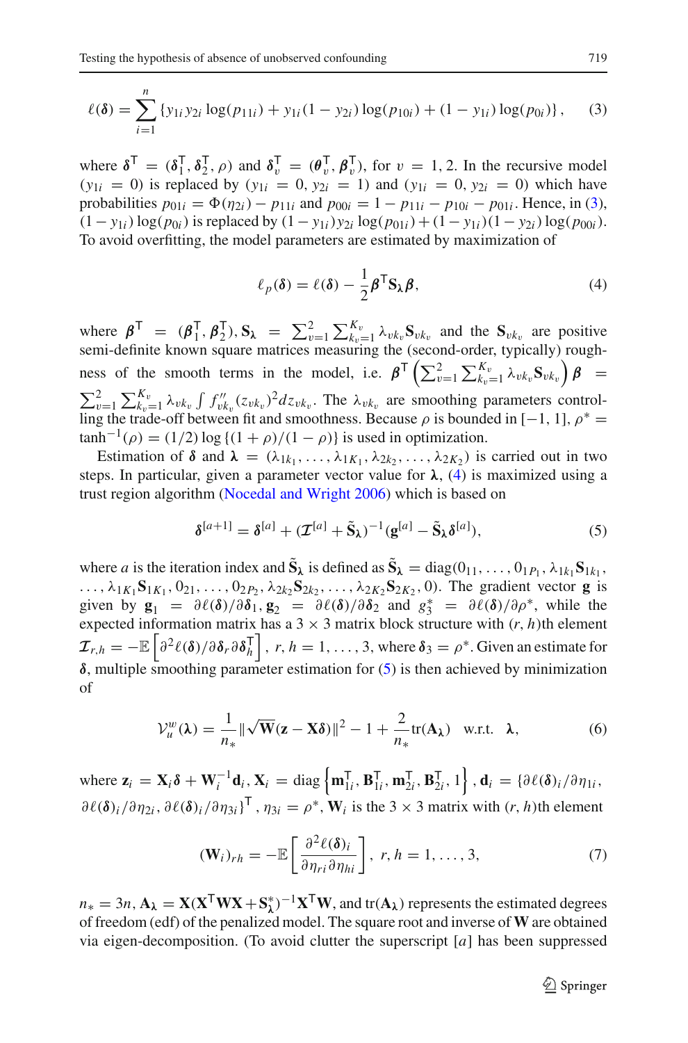$$\ell(\boldsymbol{\delta}) = \sum_{i=1}^{n} \{y_{1i} y_{2i} \log(p_{11i}) + y_{1i}(1 - y_{2i}) \log(p_{10i}) + (1 - y_{1i}) \log(p_{0i})\}, \quad (3)$$

where $\boldsymbol{\delta}^{\mathsf{T}} = (\boldsymbol{\delta}_1^{\mathsf{T}}, \boldsymbol{\delta}_2^{\mathsf{T}}, \rho)$ and $\boldsymbol{\delta}_v^{\mathsf{T}} = (\boldsymbol{\theta}_v^{\mathsf{T}}, \boldsymbol{\beta}_v^{\mathsf{T}})$, for $v = 1, 2$. In the recursive model $(y_{1i} = 0)$ is replaced by $(y_{1i} = 0, y_{2i} = 1)$ and $(y_{1i} = 0, y_{2i} = 0)$ which have probabilities $p_{01i} = \Phi(\eta_{2i}) - p_{11i}$ and $p_{00i} = 1 - p_{11i} - p_{10i} - p_{01i}$. Hence, in (3), $(1 - y_{1i}) \log(p_{0i})$ is replaced by $(1 - y_{1i}) y_{2i} \log(p_{01i}) + (1 - y_{1i})(1 - y_{2i}) \log(p_{00i})$. To avoid overfitting, the model parameters are estimated by maximization of

$$\ell_p(\boldsymbol{\delta}) = \ell(\boldsymbol{\delta}) - \frac{1}{2} \boldsymbol{\beta}^{\mathsf{T}} \mathbf{S}_{\boldsymbol{\lambda}} \boldsymbol{\beta}, \quad (4)$$

where $\boldsymbol{\beta}^{\mathsf{T}} = (\boldsymbol{\beta}_1^{\mathsf{T}}, \boldsymbol{\beta}_2^{\mathsf{T}}), \mathbf{S}_{\boldsymbol{\lambda}} = \sum_{v=1}^{2} \sum_{k_v=1}^{K_v} \lambda_{vk_v} \mathbf{S}_{vk_v}$ and the $\mathbf{S}_{vk_v}$ are positive semi-definite known square matrices measuring the (second-order, typically) roughness of the smooth terms in the model, i.e. $\boldsymbol{\beta}^{\mathsf{T}} \left( \sum_{v=1}^{2} \sum_{k_v=1}^{K_v} \lambda_{vk_v} \mathbf{S}_{vk_v} \right) \boldsymbol{\beta} = \sum_{v=1}^{2} \sum_{k_v=1}^{K_v} \lambda_{vk_v} \int f''_{vk_v}(z_{vk_v})^2 dz_{vk_v}$. The $\lambda_{vk_v}$ are smoothing parameters controlling the trade-off between fit and smoothness. Because $\rho$ is bounded in $[-1, 1]$, $\rho^* = \tanh^{-1}(\rho) = (1/2) \log\{(1 + \rho)/(1 - \rho)\}$ is used in optimization.

Estimation of $\boldsymbol{\delta}$ and $\boldsymbol{\lambda} = (\lambda_{1k_1}, \ldots, \lambda_{1K_1}, \lambda_{2k_2}, \ldots, \lambda_{2K_2})$ is carried out in two steps. In particular, given a parameter vector value for $\boldsymbol{\lambda}$, (4) is maximized using a trust region algorithm (Nocedal and Wright 2006) which is based on

$$\boldsymbol{\delta}^{[a+1]} = \boldsymbol{\delta}^{[a]} + (\boldsymbol{\mathcal{I}}^{[a]} + \tilde{\mathbf{S}}_{\boldsymbol{\lambda}})^{-1} (\mathbf{g}^{[a]} - \tilde{\mathbf{S}}_{\boldsymbol{\lambda}} \boldsymbol{\delta}^{[a]}), \quad (5)$$

where $a$ is the iteration index and $\tilde{\mathbf{S}}_{\boldsymbol{\lambda}}$ is defined as $\tilde{\mathbf{S}}_{\boldsymbol{\lambda}} = \mathrm{diag}(0_{11}, \ldots, 0_{1P_1}, \lambda_{1k_1} \mathbf{S}_{1k_1}, \ldots, \lambda_{1K_1} \mathbf{S}_{1K_1}, 0_{21}, \ldots, 0_{2P_2}, \lambda_{2k_2} \mathbf{S}_{2k_2}, \ldots, \lambda_{2K_2} \mathbf{S}_{2K_2}, 0)$. The gradient vector $\mathbf{g}$ is given by $\mathbf{g}_1 = \partial \ell(\boldsymbol{\delta}) / \partial \boldsymbol{\delta}_1, \mathbf{g}_2 = \partial \ell(\boldsymbol{\delta}) / \partial \boldsymbol{\delta}_2$ and $g_3^* = \partial \ell(\boldsymbol{\delta}) / \partial \rho^*$, while the expected information matrix has a $3 \times 3$ matrix block structure with $(r, h)$th element $\boldsymbol{\mathcal{I}}_{r,h} = -\mathbb{E}\left[\partial^2 \ell(\boldsymbol{\delta}) / \partial \boldsymbol{\delta}_r \partial \boldsymbol{\delta}_h^{\mathsf{T}}\right], \ r, h = 1, \ldots, 3$, where $\boldsymbol{\delta}_3 = \rho^*$. Given an estimate for $\boldsymbol{\delta}$, multiple smoothing parameter estimation for (5) is then achieved by minimization of

$$\mathcal{V}_u^w(\boldsymbol{\lambda}) = \frac{1}{n_*} \|\sqrt{\mathbf{W}}(\mathbf{z} - \mathbf{X}\boldsymbol{\delta})\|^2 - 1 + \frac{2}{n_*} \mathrm{tr}(\mathbf{A}_{\boldsymbol{\lambda}}) \quad \text{w.r.t.} \quad \boldsymbol{\lambda}, \quad (6)$$

where $\mathbf{z}_i = \mathbf{X}_i \boldsymbol{\delta} + \mathbf{W}_i^{-1} \mathbf{d}_i, \mathbf{X}_i = \mathrm{diag}\left\{\mathbf{m}_{1i}^{\mathsf{T}}, \mathbf{B}_{1i}^{\mathsf{T}}, \mathbf{m}_{2i}^{\mathsf{T}}, \mathbf{B}_{2i}^{\mathsf{T}}, 1\right\}, \mathbf{d}_i = \{\partial \ell(\boldsymbol{\delta})_i / \partial \eta_{1i}, \partial \ell(\boldsymbol{\delta})_i / \partial \eta_{2i}, \partial \ell(\boldsymbol{\delta})_i / \partial \eta_{3i}\}^{\mathsf{T}}, \eta_{3i} = \rho^*$, $\mathbf{W}_i$ is the $3 \times 3$ matrix with $(r, h)$th element

$$(\mathbf{W}_i)_{rh} = -\mathbb{E}\left[\frac{\partial^2 \ell(\boldsymbol{\delta})_i}{\partial \eta_{ri} \partial \eta_{hi}}\right], \ r, h = 1, \ldots, 3, \quad (7)$$

$n_* = 3n$, $\mathbf{A}_{\boldsymbol{\lambda}} = \mathbf{X}(\mathbf{X}^{\mathsf{T}} \mathbf{W} \mathbf{X} + \mathbf{S}_{\boldsymbol{\lambda}}^*)^{-1} \mathbf{X}^{\mathsf{T}} \mathbf{W}$, and $\mathrm{tr}(\mathbf{A}_{\boldsymbol{\lambda}})$ represents the estimated degrees of freedom (edf) of the penalized model. The square root and inverse of $\mathbf{W}$ are obtained via eigen-decomposition. (To avoid clutter the superscript $[a]$ has been suppressed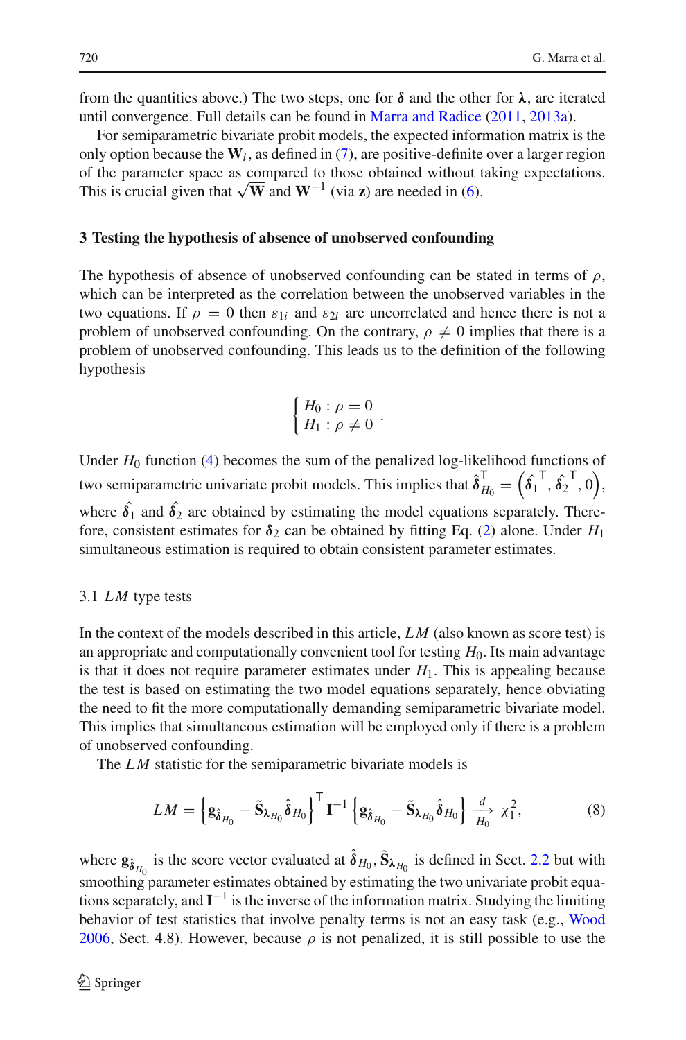from the quantities above.) The two steps, one for $\boldsymbol{\delta}$ and the other for $\boldsymbol{\lambda}$, are iterated until convergence. Full details can be found in Marra and Radice (2011, 2013a).

For semiparametric bivariate probit models, the expected information matrix is the only option because the $\mathbf{W}_i$, as defined in (7), are positive-definite over a larger region of the parameter space as compared to those obtained without taking expectations. This is crucial given that $\sqrt{\mathbf{W}}$ and $\mathbf{W}^{-1}$ (via $\mathbf{z}$) are needed in (6).

## 3 Testing the hypothesis of absence of unobserved confounding

The hypothesis of absence of unobserved confounding can be stated in terms of $\rho$, which can be interpreted as the correlation between the unobserved variables in the two equations. If $\rho = 0$ then $\varepsilon_{1i}$ and $\varepsilon_{2i}$ are uncorrelated and hence there is not a problem of unobserved confounding. On the contrary, $\rho \neq 0$ implies that there is a problem of unobserved confounding. This leads us to the definition of the following hypothesis

$$\begin{cases} H_0 : \rho = 0 \\ H_1 : \rho \neq 0 \end{cases}.$$

Under $H_0$ function (4) becomes the sum of the penalized log-likelihood functions of two semiparametric univariate probit models. This implies that $\hat{\boldsymbol{\delta}}_{H_0}^{\mathsf{T}} = \left(\hat{\boldsymbol{\delta}}_1^{\mathsf{T}}, \hat{\boldsymbol{\delta}}_2^{\mathsf{T}}, 0\right)$, where $\hat{\boldsymbol{\delta}}_1$ and $\hat{\boldsymbol{\delta}}_2$ are obtained by estimating the model equations separately. Therefore, consistent estimates for $\boldsymbol{\delta}_2$ can be obtained by fitting Eq. (2) alone. Under $H_1$ simultaneous estimation is required to obtain consistent parameter estimates.

### 3.1 *LM* type tests

In the context of the models described in this article, $LM$ (also known as score test) is an appropriate and computationally convenient tool for testing $H_0$. Its main advantage is that it does not require parameter estimates under $H_1$. This is appealing because the test is based on estimating the two model equations separately, hence obviating the need to fit the more computationally demanding semiparametric bivariate model. This implies that simultaneous estimation will be employed only if there is a problem of unobserved confounding.

The $LM$ statistic for the semiparametric bivariate models is

$$LM = \left\{\mathbf{g}_{\hat{\boldsymbol{\delta}}_{H_0}} - \tilde{\mathbf{S}}_{\boldsymbol{\lambda}_{H_0}} \hat{\boldsymbol{\delta}}_{H_0}\right\}^{\mathsf{T}} \mathbf{I}^{-1} \left\{\mathbf{g}_{\hat{\boldsymbol{\delta}}_{H_0}} - \tilde{\mathbf{S}}_{\boldsymbol{\lambda}_{H_0}} \hat{\boldsymbol{\delta}}_{H_0}\right\} \xrightarrow[H_0]{d} \chi_1^2, \tag{8}$$

where $\mathbf{g}_{\hat{\boldsymbol{\delta}}_{H_0}}$ is the score vector evaluated at $\hat{\boldsymbol{\delta}}_{H_0}$, $\tilde{\mathbf{S}}_{\boldsymbol{\lambda}_{H_0}}$ is defined in Sect. 2.2 but with smoothing parameter estimates obtained by estimating the two univariate probit equations separately, and $\mathbf{I}^{-1}$ is the inverse of the information matrix. Studying the limiting behavior of test statistics that involve penalty terms is not an easy task (e.g., Wood 2006, Sect. 4.8). However, because $\rho$ is not penalized, it is still possible to use the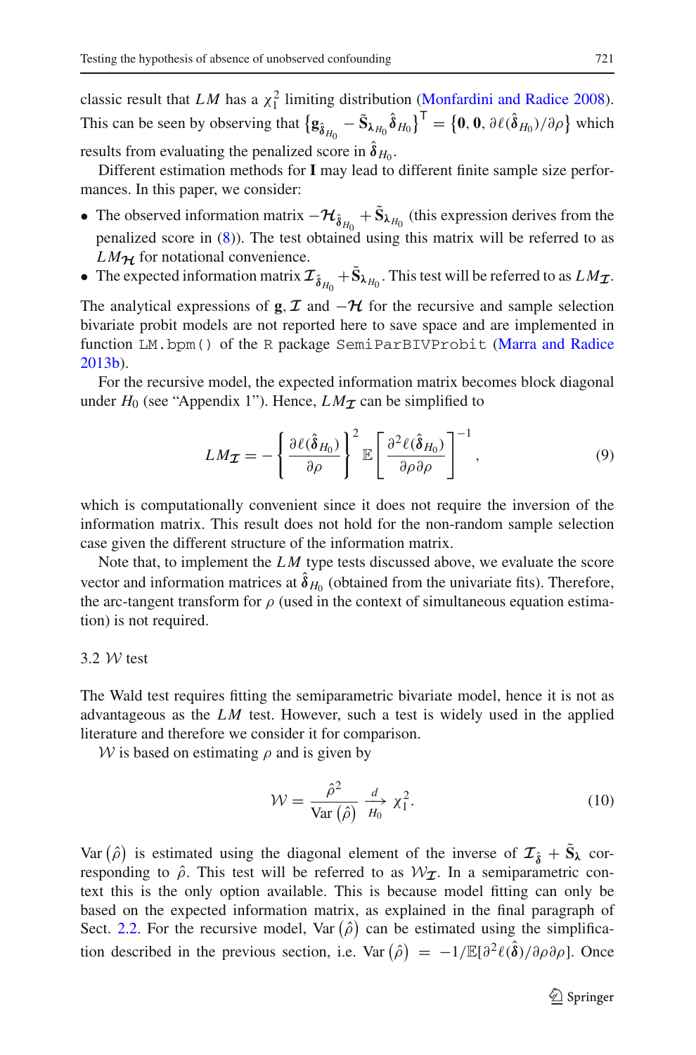classic result that $LM$ has a $\chi^2_1$ limiting distribution (Monfardini and Radice 2008). This can be seen by observing that $\left\{\mathbf{g}_{\hat{\boldsymbol{\delta}}_{H_0}} - \tilde{\mathbf{S}}_{\boldsymbol{\lambda}_{H_0}} \hat{\boldsymbol{\delta}}_{H_0}\right\}^\mathsf{T} = \left\{\mathbf{0}, \mathbf{0}, \partial\ell(\hat{\boldsymbol{\delta}}_{H_0})/\partial\rho\right\}$ which results from evaluating the penalized score in $\hat{\boldsymbol{\delta}}_{H_0}$.

Different estimation methods for $\mathbf{I}$ may lead to different finite sample size performances. In this paper, we consider:

- The observed information matrix $-\boldsymbol{\mathcal{H}}_{\hat{\boldsymbol{\delta}}_{H_0}} + \tilde{\mathbf{S}}_{\boldsymbol{\lambda}_{H_0}}$ (this expression derives from the penalized score in (8)). The test obtained using this matrix will be referred to as $LM_{\boldsymbol{\mathcal{H}}}$ for notational convenience.
- The expected information matrix $\boldsymbol{\mathcal{I}}_{\hat{\boldsymbol{\delta}}_{H_0}} + \tilde{\mathbf{S}}_{\boldsymbol{\lambda}_{H_0}}$. This test will be referred to as $LM_{\boldsymbol{\mathcal{I}}}$.

The analytical expressions of $\mathbf{g}, \boldsymbol{\mathcal{I}}$ and $-\boldsymbol{\mathcal{H}}$ for the recursive and sample selection bivariate probit models are not reported here to save space and are implemented in function `LM.bpm()` of the `R` package `SemiParBIVProbit` (Marra and Radice 2013b).

For the recursive model, the expected information matrix becomes block diagonal under $H_0$ (see "Appendix 1"). Hence, $LM_{\boldsymbol{\mathcal{I}}}$ can be simplified to

$$
LM_{\boldsymbol{\mathcal{I}}} = -\left\{\frac{\partial\ell(\hat{\boldsymbol{\delta}}_{H_0})}{\partial\rho}\right\}^2 \mathbb{E}\left[\frac{\partial^2\ell(\hat{\boldsymbol{\delta}}_{H_0})}{\partial\rho\partial\rho}\right]^{-1}, \tag{9}
$$

which is computationally convenient since it does not require the inversion of the information matrix. This result does not hold for the non-random sample selection case given the different structure of the information matrix.

Note that, to implement the $LM$ type tests discussed above, we evaluate the score vector and information matrices at $\hat{\boldsymbol{\delta}}_{H_0}$ (obtained from the univariate fits). Therefore, the arc-tangent transform for $\rho$ (used in the context of simultaneous equation estimation) is not required.

### 3.2 $\mathcal{W}$ test

The Wald test requires fitting the semiparametric bivariate model, hence it is not as advantageous as the $LM$ test. However, such a test is widely used in the applied literature and therefore we consider it for comparison.

$\mathcal{W}$ is based on estimating $\rho$ and is given by

$$
\mathcal{W} = \frac{\hat{\rho}^2}{\text{Var}\left(\hat{\rho}\right)} \xrightarrow[H_0]{d} \chi^2_1. \tag{10}
$$

$\text{Var}\left(\hat{\rho}\right)$ is estimated using the diagonal element of the inverse of $\boldsymbol{\mathcal{I}}_{\hat{\boldsymbol{\delta}}} + \tilde{\mathbf{S}}_{\boldsymbol{\lambda}}$ corresponding to $\hat{\rho}$. This test will be referred to as $\mathcal{W}_{\boldsymbol{\mathcal{I}}}$. In a semiparametric context this is the only option available. This is because model fitting can only be based on the expected information matrix, as explained in the final paragraph of Sect. 2.2. For the recursive model, $\text{Var}\left(\hat{\rho}\right)$ can be estimated using the simplification described in the previous section, i.e. $\text{Var}\left(\hat{\rho}\right) = -1/\mathbb{E}[\partial^2\ell(\hat{\boldsymbol{\delta}})/\partial\rho\partial\rho]$. Once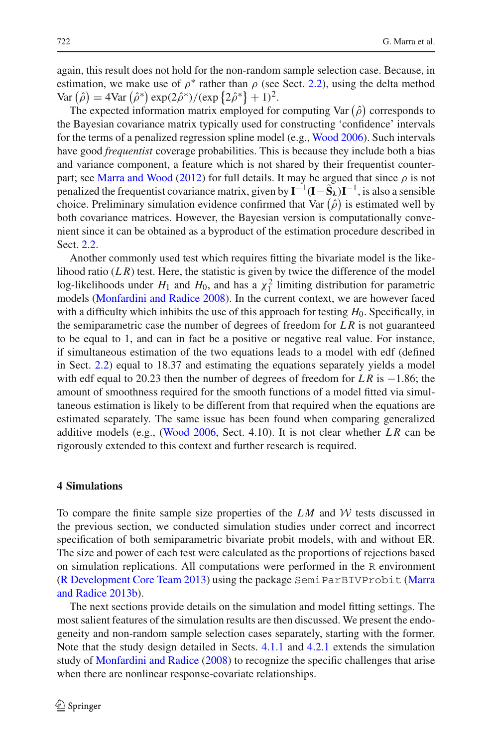again, this result does not hold for the non-random sample selection case. Because, in estimation, we make use of $\rho^*$ rather than $\rho$ (see Sect. 2.2), using the delta method $\text{Var}\left(\hat{\rho}\right) = 4\text{Var}\left(\hat{\rho}^*\right) \exp(2\hat{\rho}^*)/(\exp\left\{2\hat{\rho}^*\right\} + 1)^2$.

The expected information matrix employed for computing $\text{Var}\left(\hat{\rho}\right)$ corresponds to the Bayesian covariance matrix typically used for constructing 'confidence' intervals for the terms of a penalized regression spline model (e.g., Wood 2006). Such intervals have good *frequentist* coverage probabilities. This is because they include both a bias and variance component, a feature which is not shared by their frequentist counterpart; see Marra and Wood (2012) for full details. It may be argued that since $\rho$ is not penalized the frequentist covariance matrix, given by $\mathbf{I}^{-1}(\mathbf{I}-\tilde{\mathbf{S}}_{\boldsymbol{\lambda}})\mathbf{I}^{-1}$, is also a sensible choice. Preliminary simulation evidence confirmed that $\text{Var}\left(\hat{\rho}\right)$ is estimated well by both covariance matrices. However, the Bayesian version is computationally convenient since it can be obtained as a byproduct of the estimation procedure described in Sect. 2.2.

Another commonly used test which requires fitting the bivariate model is the likelihood ratio ($LR$) test. Here, the statistic is given by twice the difference of the model log-likelihoods under $H_1$ and $H_0$, and has a $\chi^2_1$ limiting distribution for parametric models (Monfardini and Radice 2008). In the current context, we are however faced with a difficulty which inhibits the use of this approach for testing $H_0$. Specifically, in the semiparametric case the number of degrees of freedom for $LR$ is not guaranteed to be equal to 1, and can in fact be a positive or negative real value. For instance, if simultaneous estimation of the two equations leads to a model with edf (defined in Sect. 2.2) equal to 18.37 and estimating the equations separately yields a model with edf equal to 20.23 then the number of degrees of freedom for $LR$ is $-1.86$; the amount of smoothness required for the smooth functions of a model fitted via simultaneous estimation is likely to be different from that required when the equations are estimated separately. The same issue has been found when comparing generalized additive models (e.g., (Wood 2006, Sect. 4.10). It is not clear whether $LR$ can be rigorously extended to this context and further research is required.

## 4 Simulations

To compare the finite sample size properties of the $LM$ and $\mathcal{W}$ tests discussed in the previous section, we conducted simulation studies under correct and incorrect specification of both semiparametric bivariate probit models, with and without ER. The size and power of each test were calculated as the proportions of rejections based on simulation replications. All computations were performed in the R environment (R Development Core Team 2013) using the package SemiParBIVProbit (Marra and Radice 2013b).

The next sections provide details on the simulation and model fitting settings. The most salient features of the simulation results are then discussed. We present the endogeneity and non-random sample selection cases separately, starting with the former. Note that the study design detailed in Sects. 4.1.1 and 4.2.1 extends the simulation study of Monfardini and Radice (2008) to recognize the specific challenges that arise when there are nonlinear response-covariate relationships.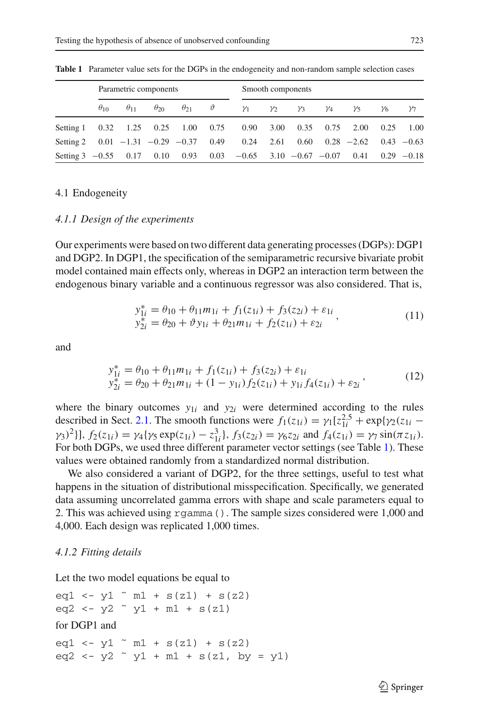**Table 1** Parameter value sets for the DGPs in the endogeneity and non-random sample selection cases

| | Parametric components | | | | | Smooth components | | | | | | |
|---|---|---|---|---|---|---|---|---|---|---|---|---|
| | $\theta_{10}$ | $\theta_{11}$ | $\theta_{20}$ | $\theta_{21}$ | $\vartheta$ | $\gamma_1$ | $\gamma_2$ | $\gamma_3$ | $\gamma_4$ | $\gamma_5$ | $\gamma_6$ | $\gamma_7$ |
| Setting 1 | 0.32 | 1.25 | 0.25 | 1.00 | 0.75 | 0.90 | 3.00 | 0.35 | 0.75 | 2.00 | 0.25 | 1.00 |
| Setting 2 | 0.01 | −1.31 | −0.29 | −0.37 | 0.49 | 0.24 | 2.61 | 0.60 | 0.28 | −2.62 | 0.43 | −0.63 |
| Setting 3 | −0.55 | 0.17 | 0.10 | 0.93 | 0.03 | −0.65 | 3.10 | −0.67 | −0.07 | 0.41 | 0.29 | −0.18 |

## 4.1 Endogeneity

### *4.1.1 Design of the experiments*

Our experiments were based on two different data generating processes (DGPs): DGP1 and DGP2. In DGP1, the specification of the semiparametric recursive bivariate probit model contained main effects only, whereas in DGP2 an interaction term between the endogenous binary variable and a continuous regressor was also considered. That is,

$$\begin{array}{l} y_{1i}^{*} = \theta_{10} + \theta_{11} m_{1i} + f_1(z_{1i}) + f_3(z_{2i}) + \varepsilon_{1i} \\ y_{2i}^{*} = \theta_{20} + \vartheta y_{1i} + \theta_{21} m_{1i} + f_2(z_{1i}) + \varepsilon_{2i} \end{array}, \tag{11}$$

and

$$\begin{array}{l} y_{1i}^{*} = \theta_{10} + \theta_{11} m_{1i} + f_1(z_{1i}) + f_3(z_{2i}) + \varepsilon_{1i} \\ y_{2i}^{*} = \theta_{20} + \theta_{21} m_{1i} + (1 - y_{1i}) f_2(z_{1i}) + y_{1i} f_4(z_{1i}) + \varepsilon_{2i} \end{array}, \tag{12}$$

where the binary outcomes $y_{1i}$ and $y_{2i}$ were determined according to the rules described in Sect. 2.1. The smooth functions were $f_1(z_{1i}) = \gamma_1[z_{1i}^{2.5} + \exp\{\gamma_2(z_{1i} - \gamma_3)^2\}]$, $f_2(z_{1i}) = \gamma_4\{\gamma_5 \exp(z_{1i}) - z_{1i}^3\}$, $f_3(z_{2i}) = \gamma_6 z_{2i}$ and $f_4(z_{1i}) = \gamma_7 \sin(\pi z_{1i})$. For both DGPs, we used three different parameter vector settings (see Table 1). These values were obtained randomly from a standardized normal distribution.

We also considered a variant of DGP2, for the three settings, useful to test what happens in the situation of distributional misspecification. Specifically, we generated data assuming uncorrelated gamma errors with shape and scale parameters equal to 2. This was achieved using `rgamma()`. The sample sizes considered were 1,000 and 4,000. Each design was replicated 1,000 times.

### *4.1.2 Fitting details*

Let the two model equations be equal to

```
eq1 <- y1 ~ m1 + s(z1) + s(z2)
eq2 <- y2 ~ y1 + m1 + s(z1)
```

for DGP1 and

```
eq1 <- y1 ~ m1 + s(z1) + s(z2)
eq2 <- y2 ~ y1 + m1 + s(z1, by = y1)
```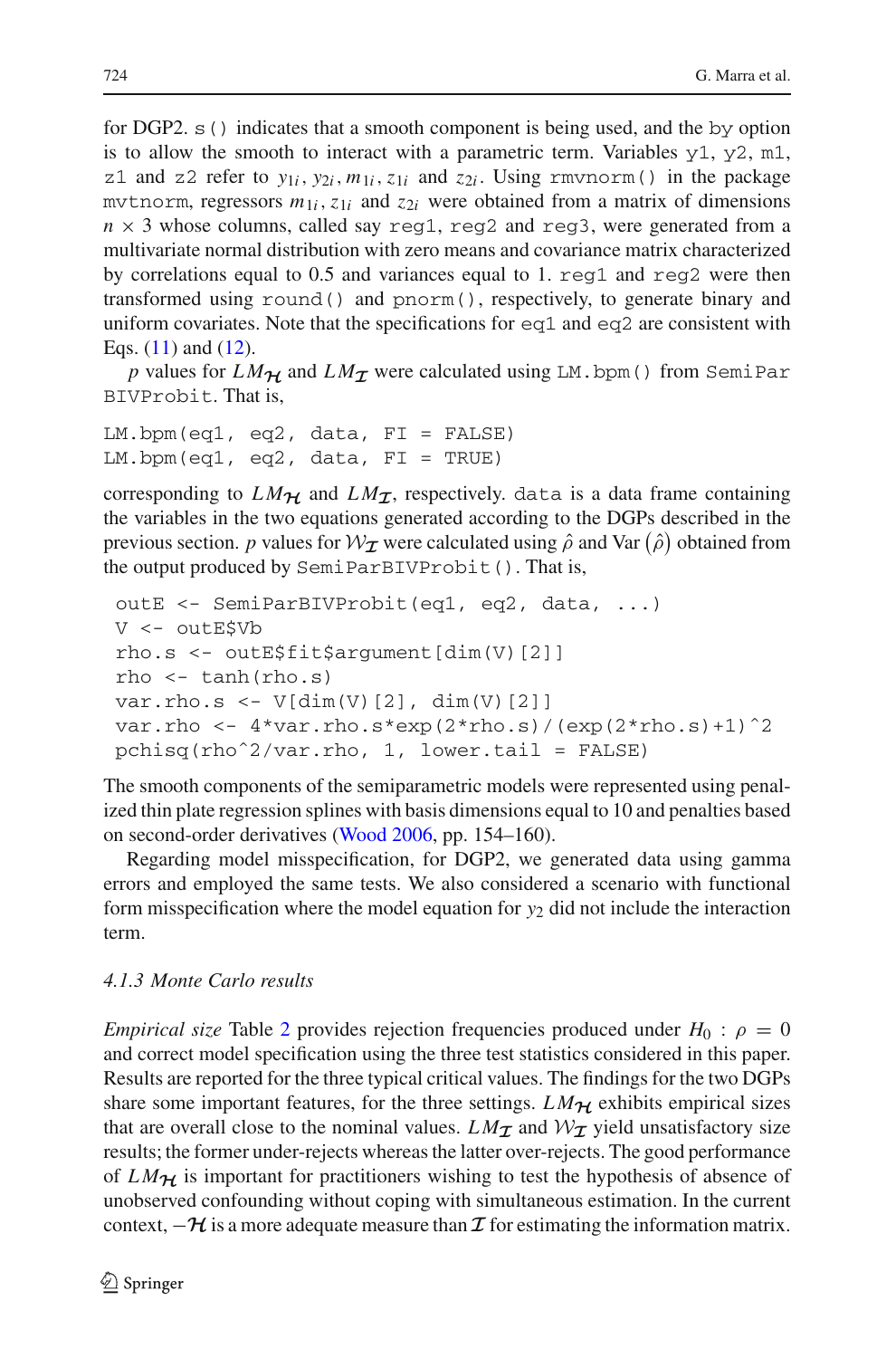for DGP2. `s()` indicates that a smooth component is being used, and the `by` option is to allow the smooth to interact with a parametric term. Variables `y1`, `y2`, `m1`, `z1` and `z2` refer to $y_{1i}, y_{2i}, m_{1i}, z_{1i}$ and $z_{2i}$. Using `rmvnorm()` in the package `mvtnorm`, regressors $m_{1i}, z_{1i}$ and $z_{2i}$ were obtained from a matrix of dimensions $n \times 3$ whose columns, called say `reg1`, `reg2` and `reg3`, were generated from a multivariate normal distribution with zero means and covariance matrix characterized by correlations equal to 0.5 and variances equal to 1. `reg1` and `reg2` were then transformed using `round()` and `pnorm()`, respectively, to generate binary and uniform covariates. Note that the specifications for `eq1` and `eq2` are consistent with Eqs. (11) and (12).

$p$ values for $LM_{\mathcal{H}}$ and $LM_{\mathcal{I}}$ were calculated using `LM.bpm()` from `SemiParBIVProbit`. That is,

```
LM.bpm(eq1, eq2, data, FI = FALSE)
LM.bpm(eq1, eq2, data, FI = TRUE)
```

corresponding to $LM_{\mathcal{H}}$ and $LM_{\mathcal{I}}$, respectively. `data` is a data frame containing the variables in the two equations generated according to the DGPs described in the previous section. $p$ values for $\mathcal{W}_{\mathcal{I}}$ were calculated using $\hat{\rho}$ and $\text{Var}\left(\hat{\rho}\right)$ obtained from the output produced by `SemiParBIVProbit()`. That is,

```
outE <- SemiParBIVProbit(eq1, eq2, data, ...)
V <- outE$Vb
rho.s <- outE$fit$argument[dim(V)[2]]
rho <- tanh(rho.s)
var.rho.s <- V[dim(V)[2], dim(V)[2]]
var.rho <- 4*var.rho.s*exp(2*rho.s)/(exp(2*rho.s)+1)^2
pchisq(rho^2/var.rho, 1, lower.tail = FALSE)
```

The smooth components of the semiparametric models were represented using penalized thin plate regression splines with basis dimensions equal to 10 and penalties based on second-order derivatives (Wood 2006, pp. 154–160).

Regarding model misspecification, for DGP2, we generated data using gamma errors and employed the same tests. We also considered a scenario with functional form misspecification where the model equation for $y_2$ did not include the interaction term.

#### 4.1.3 Monte Carlo results

*Empirical size* Table 2 provides rejection frequencies produced under $H_0 : \rho = 0$ and correct model specification using the three test statistics considered in this paper. Results are reported for the three typical critical values. The findings for the two DGPs share some important features, for the three settings. $LM_{\mathcal{H}}$ exhibits empirical sizes that are overall close to the nominal values. $LM_{\mathcal{I}}$ and $\mathcal{W}_{\mathcal{I}}$ yield unsatisfactory size results; the former under-rejects whereas the latter over-rejects. The good performance of $LM_{\mathcal{H}}$ is important for practitioners wishing to test the hypothesis of absence of unobserved confounding without coping with simultaneous estimation. In the current context, $-\mathcal{H}$ is a more adequate measure than $\mathcal{I}$ for estimating the information matrix.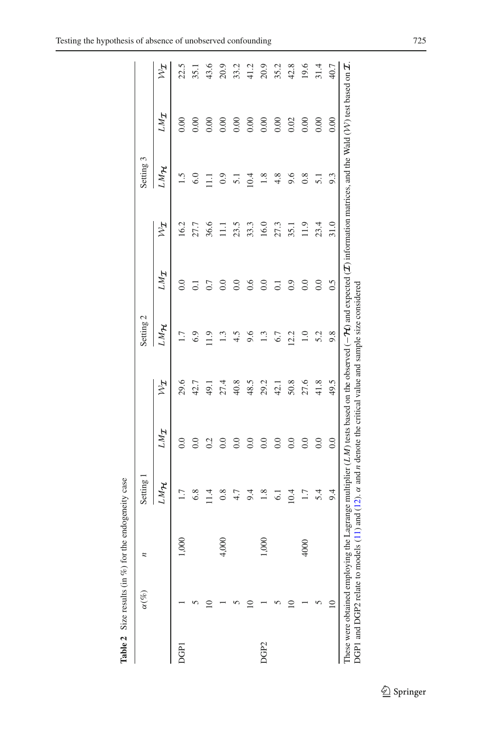**Table 2** Size results (in %) for the endogeneity case

| | $\alpha(\%)$ | $n$ | Setting 1 | | | Setting 2 | | | Setting 3 | | |
|---|---|---|---|---|---|---|---|---|---|---|---|
| | | | $LM_{\mathcal{H}}$ | $LM_{\mathcal{I}}$ | $\mathcal{W}_{\mathcal{I}}$ | $LM_{\mathcal{H}}$ | $LM_{\mathcal{I}}$ | $\mathcal{W}_{\mathcal{I}}$ | $LM_{\mathcal{H}}$ | $LM_{\mathcal{I}}$ | $\mathcal{W}_{\mathcal{I}}$ |
| DGP1 | 1 | 1,000 | 1.7 | 0.0 | 29.6 | 1.7 | 0.0 | 16.2 | 1.5 | 0.00 | 22.5 |
| | 5 | | 6.8 | 0.0 | 42.7 | 6.9 | 0.1 | 27.7 | 6.0 | 0.00 | 35.1 |
| | 10 | | 11.4 | 0.2 | 49.1 | 11.9 | 0.7 | 36.6 | 11.1 | 0.00 | 43.6 |
| | 1 | 4,000 | 0.8 | 0.0 | 27.4 | 1.3 | 0.0 | 11.1 | 0.9 | 0.00 | 20.9 |
| | 5 | | 4.7 | 0.0 | 40.8 | 4.5 | 0.0 | 23.5 | 5.1 | 0.00 | 33.2 |
| | 10 | | 9.4 | 0.0 | 48.5 | 9.6 | 0.6 | 33.3 | 10.4 | 0.00 | 41.2 |
| DGP2 | 1 | 1,000 | 1.8 | 0.0 | 29.2 | 1.3 | 0.0 | 16.0 | 1.8 | 0.00 | 20.9 |
| | 5 | | 6.1 | 0.0 | 42.1 | 6.7 | 0.1 | 27.3 | 4.8 | 0.00 | 35.2 |
| | 10 | | 10.4 | 0.0 | 50.8 | 12.2 | 0.9 | 35.1 | 9.6 | 0.02 | 42.8 |
| | 1 | 4000 | 1.7 | 0.0 | 27.6 | 1.0 | 0.0 | 11.9 | 0.8 | 0.00 | 19.6 |
| | 5 | | 5.4 | 0.0 | 41.8 | 5.2 | 0.0 | 23.4 | 5.1 | 0.00 | 31.4 |
| | 10 | | 9.4 | 0.0 | 49.5 | 9.8 | 0.5 | 31.0 | 9.3 | 0.00 | 40.7 |

These were obtained employing the Lagrange multiplier ($LM$) tests based on the observed ($-\mathcal{H}$) and expected ($\mathcal{I}$) information matrices, and the Wald ($\mathcal{W}$) test based on $\mathcal{I}$. DGP1 and DGP2 relate to models (11) and (12). $\alpha$ and $n$ denote the critical value and sample size considered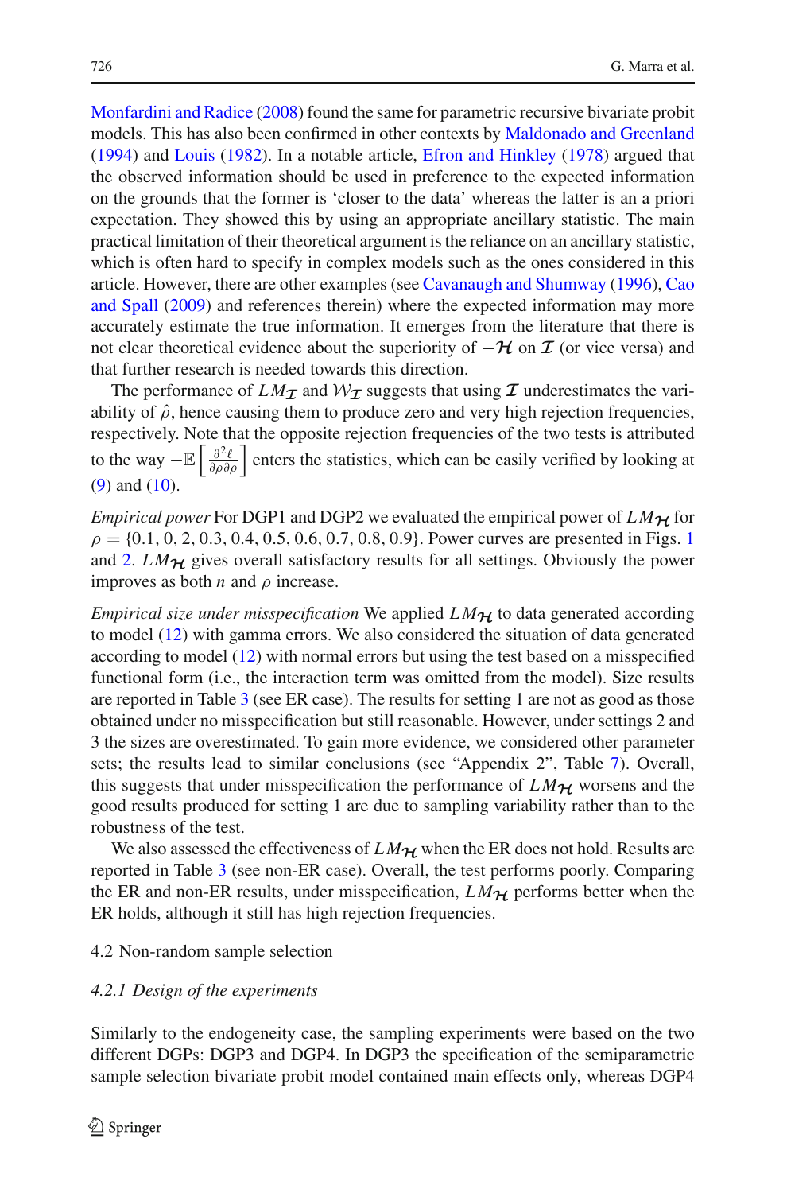Monfardini and Radice (2008) found the same for parametric recursive bivariate probit models. This has also been confirmed in other contexts by Maldonado and Greenland (1994) and Louis (1982). In a notable article, Efron and Hinkley (1978) argued that the observed information should be used in preference to the expected information on the grounds that the former is 'closer to the data' whereas the latter is an a priori expectation. They showed this by using an appropriate ancillary statistic. The main practical limitation of their theoretical argument is the reliance on an ancillary statistic, which is often hard to specify in complex models such as the ones considered in this article. However, there are other examples (see Cavanaugh and Shumway (1996), Cao and Spall (2009) and references therein) where the expected information may more accurately estimate the true information. It emerges from the literature that there is not clear theoretical evidence about the superiority of $-\mathcal{H}$ on $\mathcal{I}$ (or vice versa) and that further research is needed towards this direction.

The performance of $LM_{\mathcal{I}}$ and $\mathcal{W}_{\mathcal{I}}$ suggests that using $\mathcal{I}$ underestimates the variability of $\hat{\rho}$, hence causing them to produce zero and very high rejection frequencies, respectively. Note that the opposite rejection frequencies of the two tests is attributed to the way $-\mathbb{E}\left[\frac{\partial^2 \ell}{\partial \rho \partial \rho}\right]$ enters the statistics, which can be easily verified by looking at (9) and (10).

*Empirical power* For DGP1 and DGP2 we evaluated the empirical power of $LM_{\mathcal{H}}$ for $\rho = \{0.1, 0, 2, 0.3, 0.4, 0.5, 0.6, 0.7, 0.8, 0.9\}$. Power curves are presented in Figs. 1 and 2. $LM_{\mathcal{H}}$ gives overall satisfactory results for all settings. Obviously the power improves as both $n$ and $\rho$ increase.

*Empirical size under misspecification* We applied $LM_{\mathcal{H}}$ to data generated according to model (12) with gamma errors. We also considered the situation of data generated according to model (12) with normal errors but using the test based on a misspecified functional form (i.e., the interaction term was omitted from the model). Size results are reported in Table 3 (see ER case). The results for setting 1 are not as good as those obtained under no misspecification but still reasonable. However, under settings 2 and 3 the sizes are overestimated. To gain more evidence, we considered other parameter sets; the results lead to similar conclusions (see "Appendix 2", Table 7). Overall, this suggests that under misspecification the performance of $LM_{\mathcal{H}}$ worsens and the good results produced for setting 1 are due to sampling variability rather than to the robustness of the test.

We also assessed the effectiveness of $LM_{\mathcal{H}}$ when the ER does not hold. Results are reported in Table 3 (see non-ER case). Overall, the test performs poorly. Comparing the ER and non-ER results, under misspecification, $LM_{\mathcal{H}}$ performs better when the ER holds, although it still has high rejection frequencies.

## 4.2 Non-random sample selection

### *4.2.1 Design of the experiments*

Similarly to the endogeneity case, the sampling experiments were based on the two different DGPs: DGP3 and DGP4. In DGP3 the specification of the semiparametric sample selection bivariate probit model contained main effects only, whereas DGP4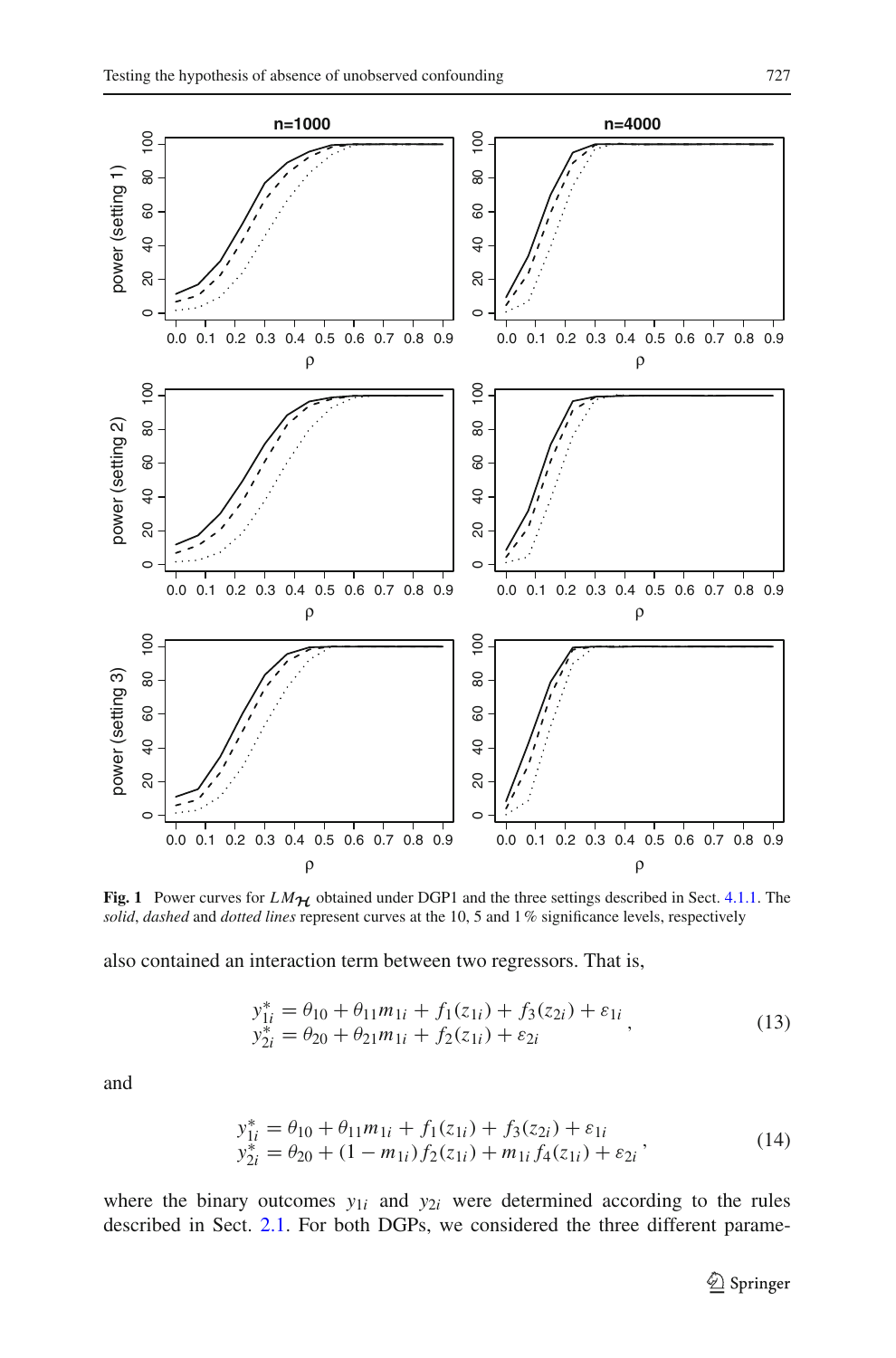**Fig. 1** Power curves for $LM_{\mathcal{H}}$ obtained under DGP1 and the three settings described in Sect. 4.1.1. The *solid*, *dashed* and *dotted lines* represent curves at the 10, 5 and 1 % significance levels, respectively

also contained an interaction term between two regressors. That is,

$$
\begin{aligned}
y_{1i}^* &= \theta_{10} + \theta_{11} m_{1i} + f_1(z_{1i}) + f_3(z_{2i}) + \varepsilon_{1i} \\
y_{2i}^* &= \theta_{20} + \theta_{21} m_{1i} + f_2(z_{1i}) + \varepsilon_{2i}
\end{aligned}, \tag{13}
$$

and

$$
\begin{aligned}
y_{1i}^* &= \theta_{10} + \theta_{11} m_{1i} + f_1(z_{1i}) + f_3(z_{2i}) + \varepsilon_{1i} \\
y_{2i}^* &= \theta_{20} + (1 - m_{1i}) f_2(z_{1i}) + m_{1i} f_4(z_{1i}) + \varepsilon_{2i}
\end{aligned}, \tag{14}
$$

where the binary outcomes $y_{1i}$ and $y_{2i}$ were determined according to the rules described in Sect. 2.1. For both DGPs, we considered the three different parame-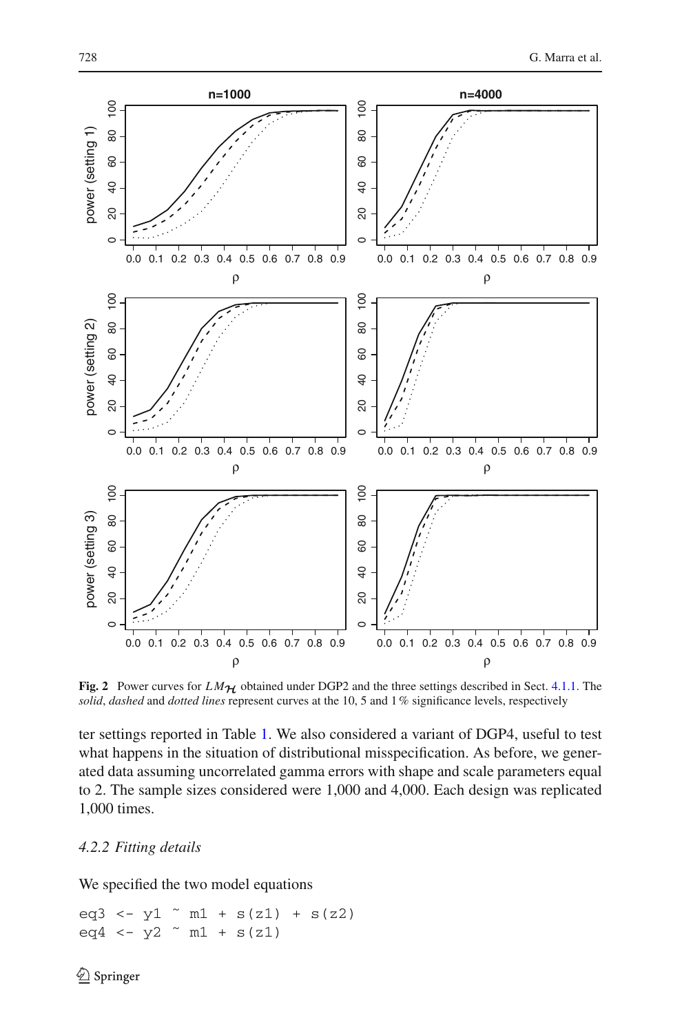**Fig. 2** Power curves for $LM_{\mathcal{H}}$ obtained under DGP2 and the three settings described in Sect. 4.1.1. The *solid*, *dashed* and *dotted lines* represent curves at the 10, 5 and 1 % significance levels, respectively

ter settings reported in Table 1. We also considered a variant of DGP4, useful to test what happens in the situation of distributional misspecification. As before, we generated data assuming uncorrelated gamma errors with shape and scale parameters equal to 2. The sample sizes considered were 1,000 and 4,000. Each design was replicated 1,000 times.

### *4.2.2 Fitting details*

We specified the two model equations

```
eq3 <- y1 ~ m1 + s(z1) + s(z2)
eq4 <- y2 ~ m1 + s(z1)
```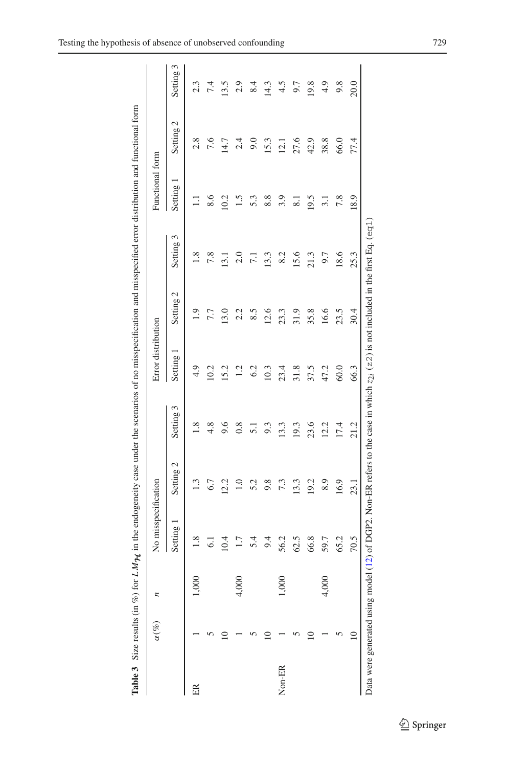**Table 3** Size results (in %) for $LM_{\mathcal{H}}$ in the endogeneity case under the scenarios of no misspecification and misspecified error distribution and functional form

| | $\alpha(\%)$ | $n$ | No misspecification | | | Error distribution | | | Functional form | | |
|---|---|---|---|---|---|---|---|---|---|---|---|
| | | | Setting 1 | Setting 2 | Setting 3 | Setting 1 | Setting 2 | Setting 3 | Setting 1 | Setting 2 | Setting 3 |
| ER | 1 | 1,000 | 1.8 | 1.3 | 1.8 | 4.9 | 1.9 | 1.8 | 1.1 | 2.8 | 2.3 |
| | 5 | | 6.1 | 6.7 | 4.8 | 10.2 | 7.7 | 7.8 | 8.6 | 7.6 | 7.4 |
| | 10 | | 10.4 | 12.2 | 9.6 | 15.2 | 13.0 | 13.1 | 10.2 | 14.7 | 13.5 |
| | 1 | 4,000 | 1.7 | 1.0 | 0.8 | 1.2 | 2.2 | 2.0 | 1.5 | 2.4 | 2.9 |
| | 5 | | 5.4 | 5.2 | 5.1 | 6.2 | 8.5 | 7.1 | 5.3 | 9.0 | 8.4 |
| | 10 | | 9.4 | 9.8 | 9.3 | 10.3 | 12.6 | 13.3 | 8.8 | 15.3 | 14.3 |
| Non-ER | 1 | 1,000 | 56.2 | 7.3 | 13.3 | 23.4 | 23.3 | 8.2 | 3.9 | 12.1 | 4.5 |
| | 5 | | 62.5 | 13.3 | 19.3 | 31.8 | 31.9 | 15.6 | 8.1 | 27.6 | 9.7 |
| | 10 | | 66.8 | 19.2 | 23.6 | 37.5 | 35.8 | 21.3 | 19.5 | 42.9 | 19.8 |
| | 1 | 4,000 | 59.7 | 8.9 | 12.2 | 47.2 | 16.6 | 9.7 | 3.1 | 38.8 | 4.9 |
| | 5 | | 65.2 | 16.9 | 17.4 | 60.0 | 23.5 | 18.6 | 7.8 | 66.0 | 9.8 |
| | 10 | | 70.5 | 23.1 | 21.2 | 66.3 | 30.4 | 25.3 | 18.9 | 77.4 | 20.0 |

Data were generated using model (12) of DGP2. Non-ER refers to the case in which $z_{2i}$ (z2) is not included in the first Eq. (eq1)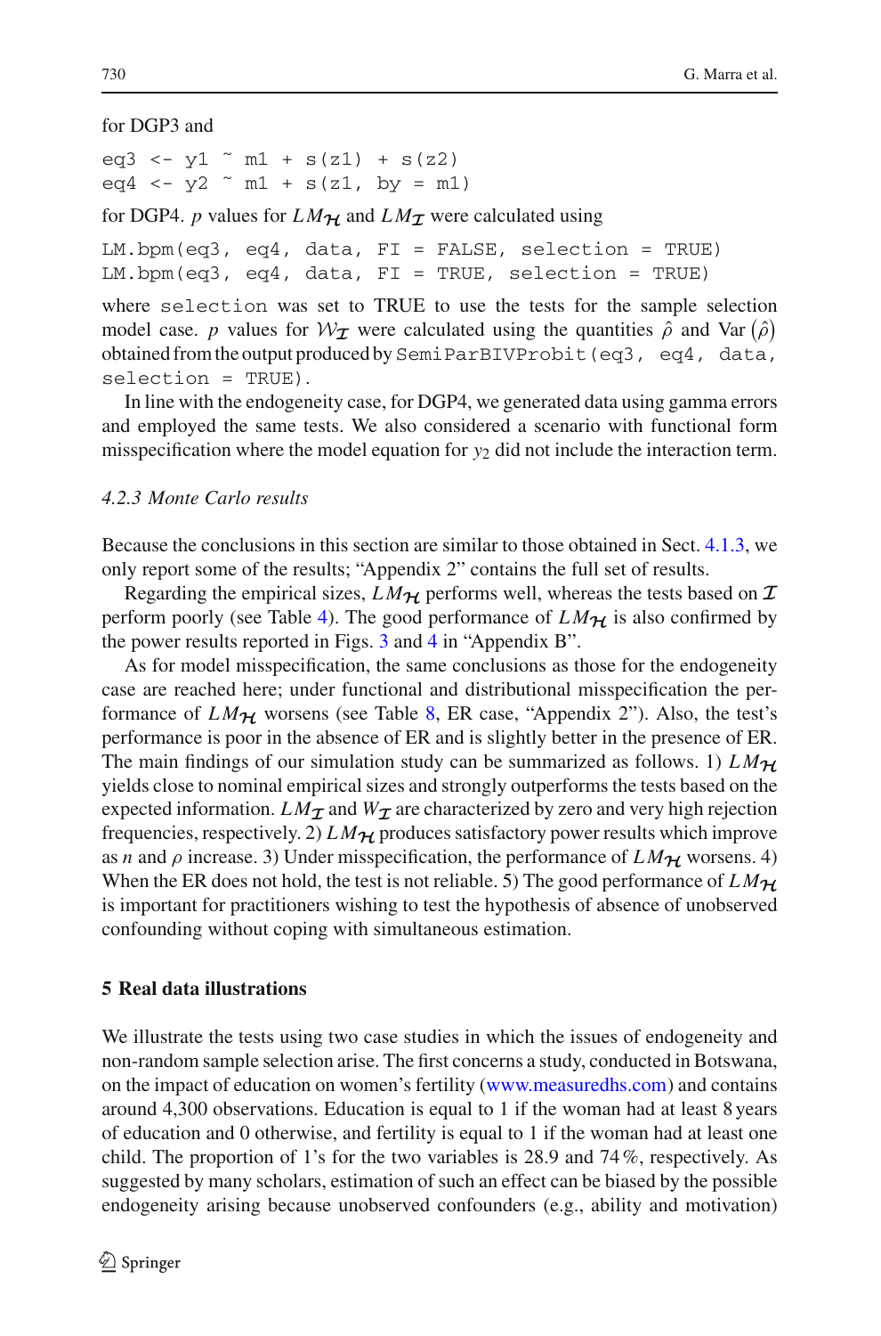for DGP3 and

```
eq3 <- y1 ~ m1 + s(z1) + s(z2)
eq4 <- y2 ~ m1 + s(z1, by = m1)
```

for DGP4. $p$ values for $LM_{\mathcal{H}}$ and $LM_{\mathcal{I}}$ were calculated using

```
LM.bpm(eq3, eq4, data, FI = FALSE, selection = TRUE)
LM.bpm(eq3, eq4, data, FI = TRUE, selection = TRUE)
```

where `selection` was set to TRUE to use the tests for the sample selection model case. $p$ values for $\mathcal{W}_{\mathcal{I}}$ were calculated using the quantities $\hat{\rho}$ and $\text{Var}\left(\hat{\rho}\right)$ obtained from the output produced by `SemiParBIVProbit(eq3, eq4, data, selection = TRUE)`.

In line with the endogeneity case, for DGP4, we generated data using gamma errors and employed the same tests. We also considered a scenario with functional form misspecification where the model equation for $y_2$ did not include the interaction term.

### *4.2.3 Monte Carlo results*

Because the conclusions in this section are similar to those obtained in Sect. 4.1.3, we only report some of the results; "Appendix 2" contains the full set of results.

Regarding the empirical sizes, $LM_{\mathcal{H}}$ performs well, whereas the tests based on $\mathcal{I}$ perform poorly (see Table 4). The good performance of $LM_{\mathcal{H}}$ is also confirmed by the power results reported in Figs. 3 and 4 in "Appendix B".

As for model misspecification, the same conclusions as those for the endogeneity case are reached here; under functional and distributional misspecification the performance of $LM_{\mathcal{H}}$ worsens (see Table 8, ER case, "Appendix 2"). Also, the test's performance is poor in the absence of ER and is slightly better in the presence of ER. The main findings of our simulation study can be summarized as follows. 1) $LM_{\mathcal{H}}$ yields close to nominal empirical sizes and strongly outperforms the tests based on the expected information. $LM_{\mathcal{I}}$ and $W_{\mathcal{I}}$ are characterized by zero and very high rejection frequencies, respectively. 2) $LM_{\mathcal{H}}$ produces satisfactory power results which improve as $n$ and $\rho$ increase. 3) Under misspecification, the performance of $LM_{\mathcal{H}}$ worsens. 4) When the ER does not hold, the test is not reliable. 5) The good performance of $LM_{\mathcal{H}}$ is important for practitioners wishing to test the hypothesis of absence of unobserved confounding without coping with simultaneous estimation.

## 5 Real data illustrations

We illustrate the tests using two case studies in which the issues of endogeneity and non-random sample selection arise. The first concerns a study, conducted in Botswana, on the impact of education on women's fertility (www.measuredhs.com) and contains around 4,300 observations. Education is equal to 1 if the woman had at least 8 years of education and 0 otherwise, and fertility is equal to 1 if the woman had at least one child. The proportion of 1's for the two variables is 28.9 and 74 %, respectively. As suggested by many scholars, estimation of such an effect can be biased by the possible endogeneity arising because unobserved confounders (e.g., ability and motivation)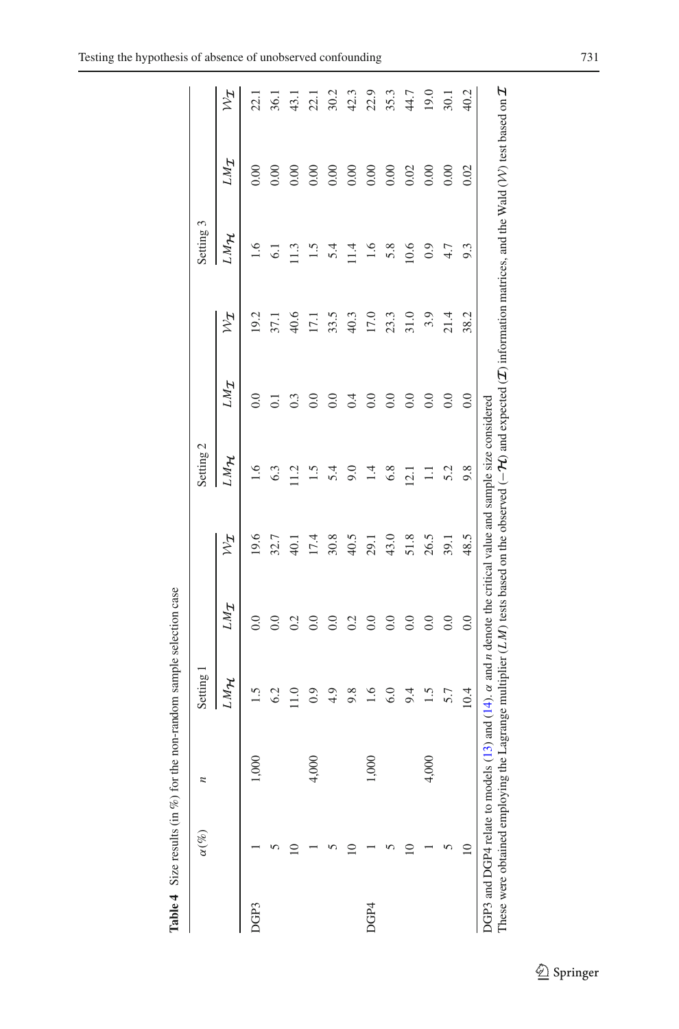**Table 4** Size results (in %) for the non-random sample selection case

| | $\alpha(\%)$ | $n$ | Setting 1 | | | Setting 2 | | | Setting 3 | | |
|---|---|---|---|---|---|---|---|---|---|---|---|
| | | | $LM_{\mathcal{H}}$ | $LM_{\mathcal{I}}$ | $\mathcal{W}_{\mathcal{I}}$ | $LM_{\mathcal{H}}$ | $LM_{\mathcal{I}}$ | $\mathcal{W}_{\mathcal{I}}$ | $LM_{\mathcal{H}}$ | $LM_{\mathcal{I}}$ | $\mathcal{W}_{\mathcal{I}}$ |
| DGP3 | 1 | 1,000 | 1.5 | 0.0 | 19.6 | 1.6 | 0.0 | 19.2 | 1.6 | 0.00 | 22.1 |
| | 5 | | 6.2 | 0.0 | 32.7 | 6.3 | 0.1 | 37.1 | 6.1 | 0.00 | 36.1 |
| | 10 | | 11.0 | 0.2 | 40.1 | 11.2 | 0.3 | 40.6 | 11.3 | 0.00 | 43.1 |
| | 1 | 4,000 | 0.9 | 0.0 | 17.4 | 1.5 | 0.0 | 17.1 | 1.5 | 0.00 | 22.1 |
| | 5 | | 4.9 | 0.0 | 30.8 | 5.4 | 0.0 | 33.5 | 5.4 | 0.00 | 30.2 |
| | 10 | | 9.8 | 0.2 | 40.5 | 9.0 | 0.4 | 40.3 | 11.4 | 0.00 | 42.3 |
| DGP4 | 1 | 1,000 | 1.6 | 0.0 | 29.1 | 1.4 | 0.0 | 17.0 | 1.6 | 0.00 | 22.9 |
| | 5 | | 6.0 | 0.0 | 43.0 | 6.8 | 0.0 | 23.3 | 5.8 | 0.00 | 35.3 |
| | 10 | | 9.4 | 0.0 | 51.8 | 12.1 | 0.0 | 31.0 | 10.6 | 0.02 | 44.7 |
| | 1 | 4,000 | 1.5 | 0.0 | 26.5 | 1.1 | 0.0 | 3.9 | 0.9 | 0.00 | 19.0 |
| | 5 | | 5.7 | 0.0 | 39.1 | 5.2 | 0.0 | 21.4 | 4.7 | 0.00 | 30.1 |
| | 10 | | 10.4 | 0.0 | 48.5 | 9.8 | 0.0 | 38.2 | 9.3 | 0.02 | 40.2 |

DGP3 and DGP4 relate to models (13) and (14). $\alpha$ and $n$ denote the critical value and sample size considered

These were obtained employing the Lagrange multiplier ($LM$) tests based on the observed ($-\mathcal{H}$) and expected ($\mathcal{I}$) information matrices, and the Wald ($\mathcal{W}$) test based on $\mathcal{I}$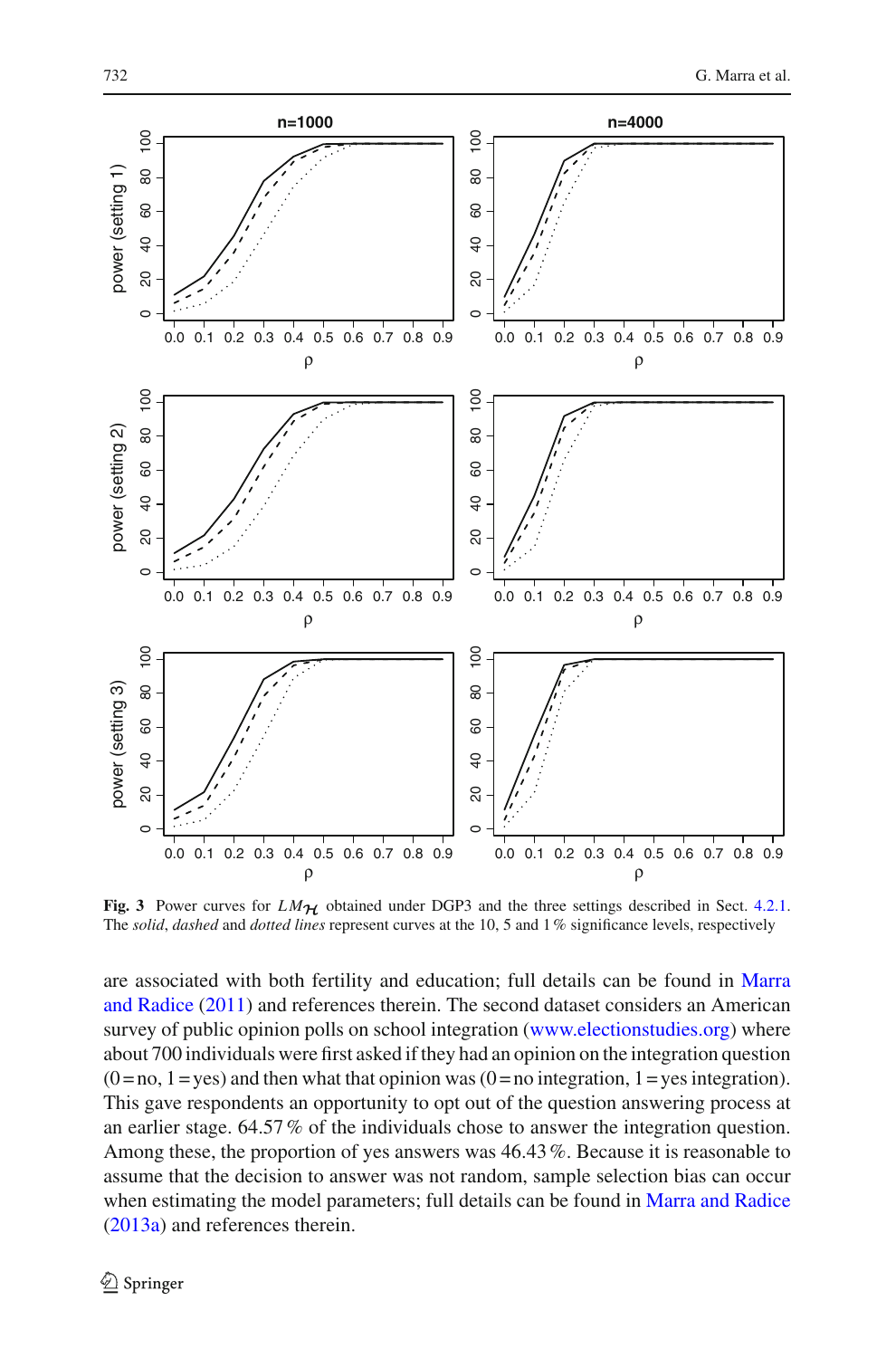**Fig. 3** Power curves for $LM_{\mathcal{H}}$ obtained under DGP3 and the three settings described in Sect. 4.2.1. The *solid*, *dashed* and *dotted lines* represent curves at the 10, 5 and 1 % significance levels, respectively

are associated with both fertility and education; full details can be found in Marra and Radice (2011) and references therein. The second dataset considers an American survey of public opinion polls on school integration (www.electionstudies.org) where about 700 individuals were first asked if they had an opinion on the integration question (0 = no, 1 = yes) and then what that opinion was (0 = no integration, 1 = yes integration). This gave respondents an opportunity to opt out of the question answering process at an earlier stage. 64.57 % of the individuals chose to answer the integration question. Among these, the proportion of yes answers was 46.43 %. Because it is reasonable to assume that the decision to answer was not random, sample selection bias can occur when estimating the model parameters; full details can be found in Marra and Radice (2013a) and references therein.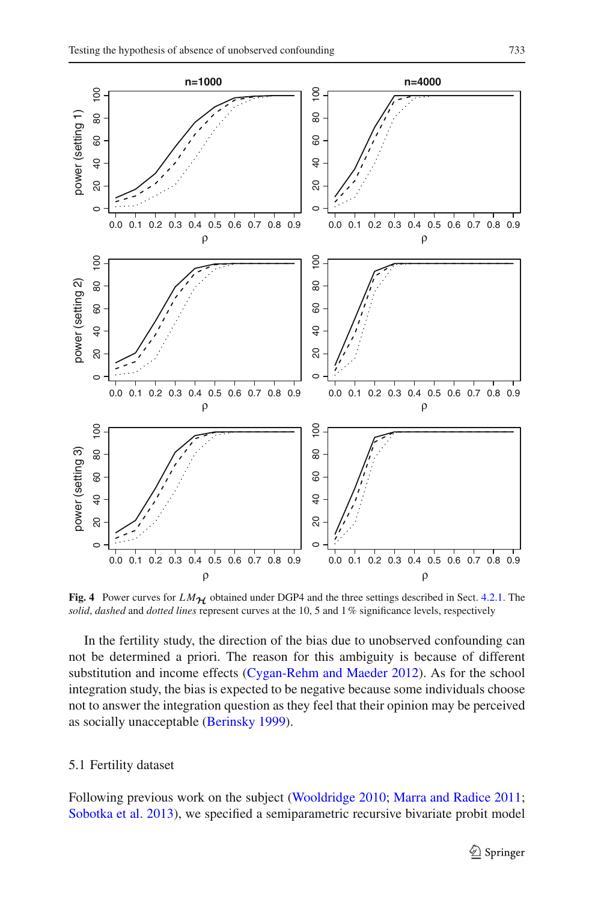**Fig. 4** Power curves for $LM_{\mathcal{H}}$ obtained under DGP4 and the three settings described in Sect. 4.2.1. The *solid*, *dashed* and *dotted lines* represent curves at the 10, 5 and 1 % significance levels, respectively

In the fertility study, the direction of the bias due to unobserved confounding can not be determined a priori. The reason for this ambiguity is because of different substitution and income effects (Cygan-Rehm and Maeder 2012). As for the school integration study, the bias is expected to be negative because some individuals choose not to answer the integration question as they feel that their opinion may be perceived as socially unacceptable (Berinsky 1999).

## 5.1 Fertility dataset

Following previous work on the subject (Wooldridge 2010; Marra and Radice 2011; Sobotka et al. 2013), we specified a semiparametric recursive bivariate probit model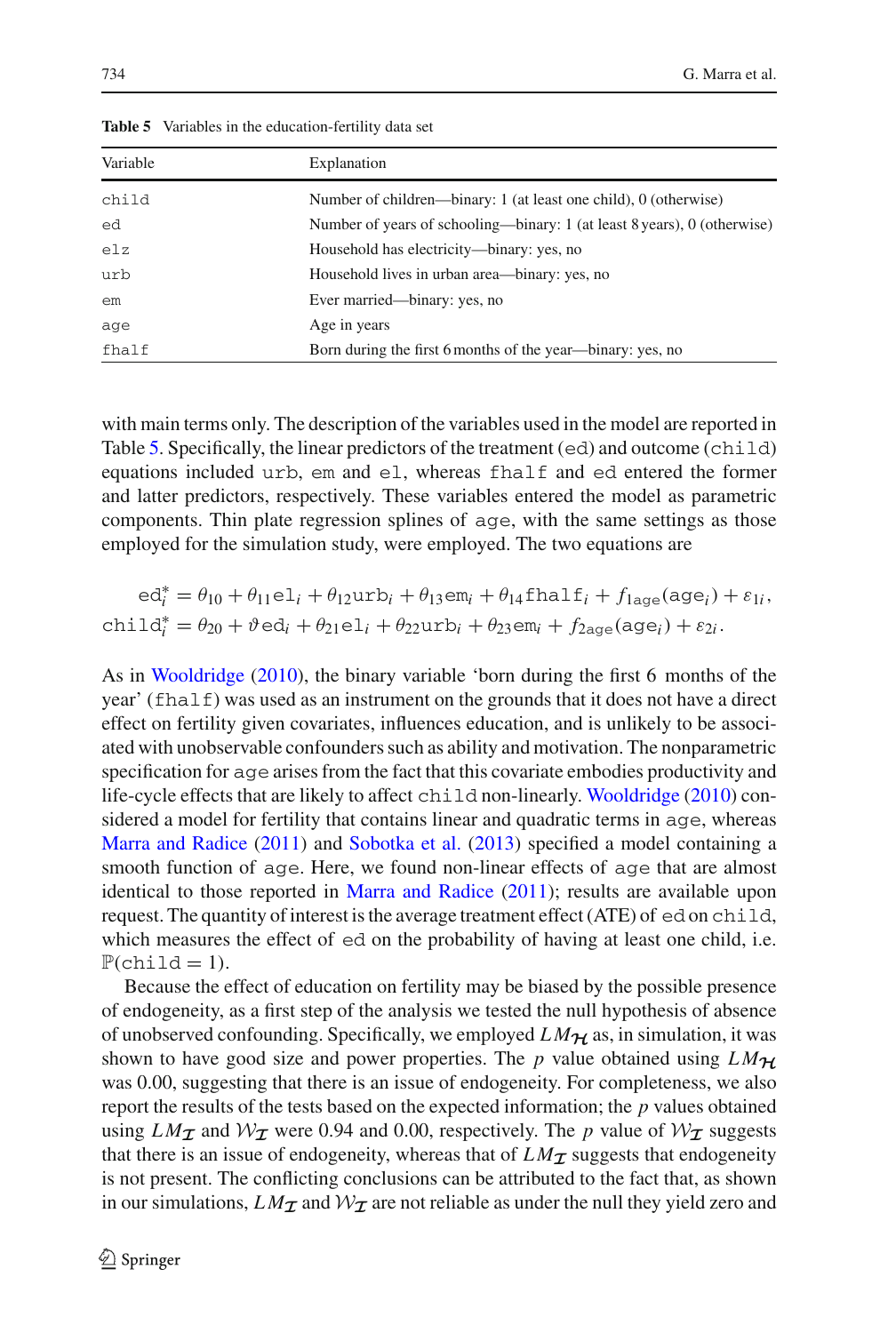**Table 5** Variables in the education-fertility data set

| Variable | Explanation |
|---|---|
| `child` | Number of children—binary: 1 (at least one child), 0 (otherwise) |
| `ed` | Number of years of schooling—binary: 1 (at least 8 years), 0 (otherwise) |
| `elz` | Household has electricity—binary: yes, no |
| `urb` | Household lives in urban area—binary: yes, no |
| `em` | Ever married—binary: yes, no |
| `age` | Age in years |
| `fhalf` | Born during the first 6 months of the year—binary: yes, no |

with main terms only. The description of the variables used in the model are reported in Table 5. Specifically, the linear predictors of the treatment (`ed`) and outcome (`child`) equations included `urb`, `em` and `el`, whereas `fhalf` and `ed` entered the former and latter predictors, respectively. These variables entered the model as parametric components. Thin plate regression splines of `age`, with the same settings as those employed for the simulation study, were employed. The two equations are

$$\texttt{ed}_i^* = \theta_{10} + \theta_{11}\texttt{el}_i + \theta_{12}\texttt{urb}_i + \theta_{13}\texttt{em}_i + \theta_{14}\texttt{fhalf}_i + f_{1\texttt{age}}(\texttt{age}_i) + \varepsilon_{1i},$$

$$\texttt{child}_i^* = \theta_{20} + \vartheta\,\texttt{ed}_i + \theta_{21}\texttt{el}_i + \theta_{22}\texttt{urb}_i + \theta_{23}\texttt{em}_i + f_{2\texttt{age}}(\texttt{age}_i) + \varepsilon_{2i}.$$

As in Wooldridge (2010), the binary variable 'born during the first 6 months of the year' (`fhalf`) was used as an instrument on the grounds that it does not have a direct effect on fertility given covariates, influences education, and is unlikely to be associated with unobservable confounders such as ability and motivation. The nonparametric specification for `age` arises from the fact that this covariate embodies productivity and life-cycle effects that are likely to affect `child` non-linearly. Wooldridge (2010) considered a model for fertility that contains linear and quadratic terms in `age`, whereas Marra and Radice (2011) and Sobotka et al. (2013) specified a model containing a smooth function of `age`. Here, we found non-linear effects of `age` that are almost identical to those reported in Marra and Radice (2011); results are available upon request. The quantity of interest is the average treatment effect (ATE) of `ed` on `child`, which measures the effect of `ed` on the probability of having at least one child, i.e. $\mathbb{P}(\texttt{child} = 1)$.

Because the effect of education on fertility may be biased by the possible presence of endogeneity, as a first step of the analysis we tested the null hypothesis of absence of unobserved confounding. Specifically, we employed $LM_{\mathcal{H}}$ as, in simulation, it was shown to have good size and power properties. The $p$ value obtained using $LM_{\mathcal{H}}$ was 0.00, suggesting that there is an issue of endogeneity. For completeness, we also report the results of the tests based on the expected information; the $p$ values obtained using $LM_{\mathcal{I}}$ and $\mathcal{W}_{\mathcal{I}}$ were 0.94 and 0.00, respectively. The $p$ value of $\mathcal{W}_{\mathcal{I}}$ suggests that there is an issue of endogeneity, whereas that of $LM_{\mathcal{I}}$ suggests that endogeneity is not present. The conflicting conclusions can be attributed to the fact that, as shown in our simulations, $LM_{\mathcal{I}}$ and $\mathcal{W}_{\mathcal{I}}$ are not reliable as under the null they yield zero and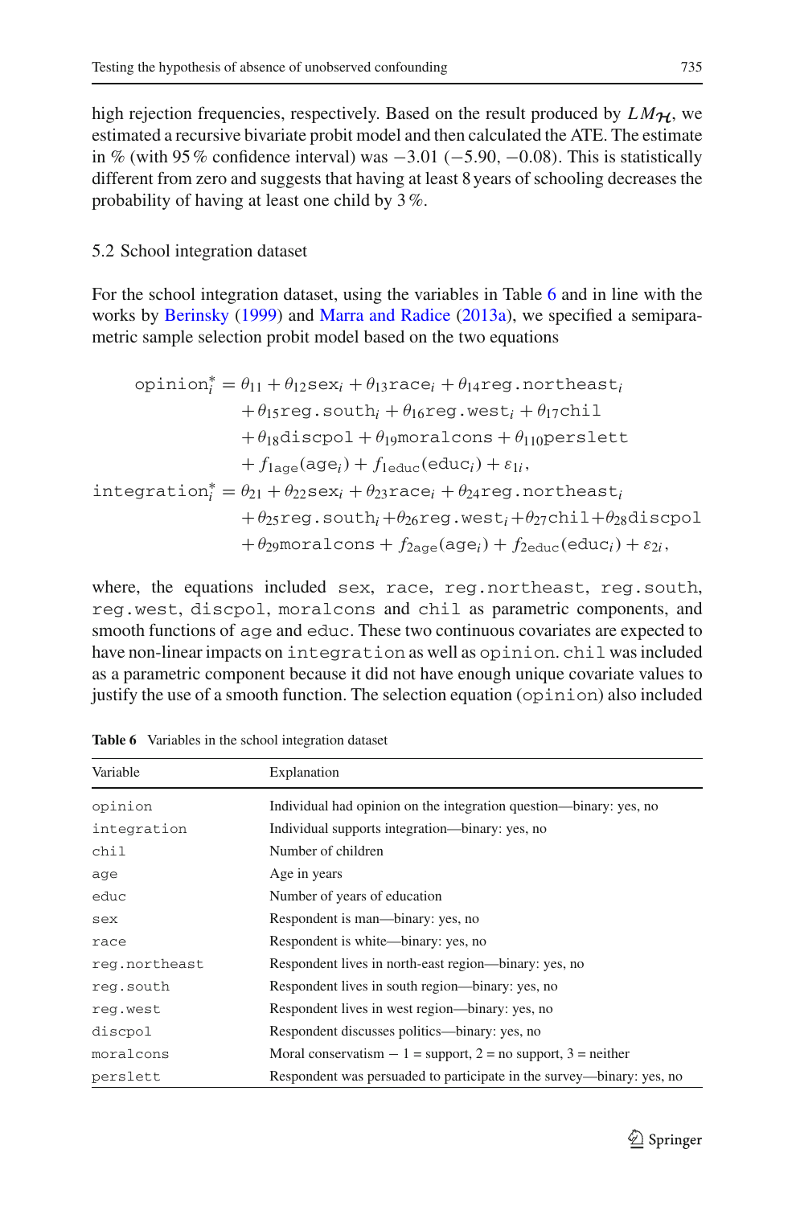high rejection frequencies, respectively. Based on the result produced by $LM_{\mathcal{H}}$, we estimated a recursive bivariate probit model and then calculated the ATE. The estimate in % (with 95 % confidence interval) was −3.01 (−5.90, −0.08). This is statistically different from zero and suggests that having at least 8 years of schooling decreases the probability of having at least one child by 3 %.

### 5.2 School integration dataset

For the school integration dataset, using the variables in Table 6 and in line with the works by Berinsky (1999) and Marra and Radice (2013a), we specified a semiparametric sample selection probit model based on the two equations

$$
\begin{aligned}
\texttt{opinion}_i^* &= \theta_{11} + \theta_{12}\texttt{sex}_i + \theta_{13}\texttt{race}_i + \theta_{14}\texttt{reg.northeast}_i \\
&\quad + \theta_{15}\texttt{reg.south}_i + \theta_{16}\texttt{reg.west}_i + \theta_{17}\texttt{chil} \\
&\quad + \theta_{18}\texttt{discpol} + \theta_{19}\texttt{moralcons} + \theta_{110}\texttt{perslett} \\
&\quad + f_{1\texttt{age}}(\texttt{age}_i) + f_{1\texttt{educ}}(\texttt{educ}_i) + \varepsilon_{1i}, \\
\texttt{integration}_i^* &= \theta_{21} + \theta_{22}\texttt{sex}_i + \theta_{23}\texttt{race}_i + \theta_{24}\texttt{reg.northeast}_i \\
&\quad + \theta_{25}\texttt{reg.south}_i + \theta_{26}\texttt{reg.west}_i + \theta_{27}\texttt{chil} + \theta_{28}\texttt{discpol} \\
&\quad + \theta_{29}\texttt{moralcons} + f_{2\texttt{age}}(\texttt{age}_i) + f_{2\texttt{educ}}(\texttt{educ}_i) + \varepsilon_{2i},
\end{aligned}
$$

where, the equations included `sex`, `race`, `reg.northeast`, `reg.south`, `reg.west`, `discpol`, `moralcons` and `chil` as parametric components, and smooth functions of `age` and `educ`. These two continuous covariates are expected to have non-linear impacts on `integration` as well as `opinion`. `chil` was included as a parametric component because it did not have enough unique covariate values to justify the use of a smooth function. The selection equation (`opinion`) also included

**Table 6** Variables in the school integration dataset

| Variable | Explanation |
|---|---|
| `opinion` | Individual had opinion on the integration question—binary: yes, no |
| `integration` | Individual supports integration—binary: yes, no |
| `chil` | Number of children |
| `age` | Age in years |
| `educ` | Number of years of education |
| `sex` | Respondent is man—binary: yes, no |
| `race` | Respondent is white—binary: yes, no |
| `reg.northeast` | Respondent lives in north-east region—binary: yes, no |
| `reg.south` | Respondent lives in south region—binary: yes, no |
| `reg.west` | Respondent lives in west region—binary: yes, no |
| `discpol` | Respondent discusses politics—binary: yes, no |
| `moralcons` | Moral conservatism − 1 = support, 2 = no support, 3 = neither |
| `perslett` | Respondent was persuaded to participate in the survey—binary: yes, no |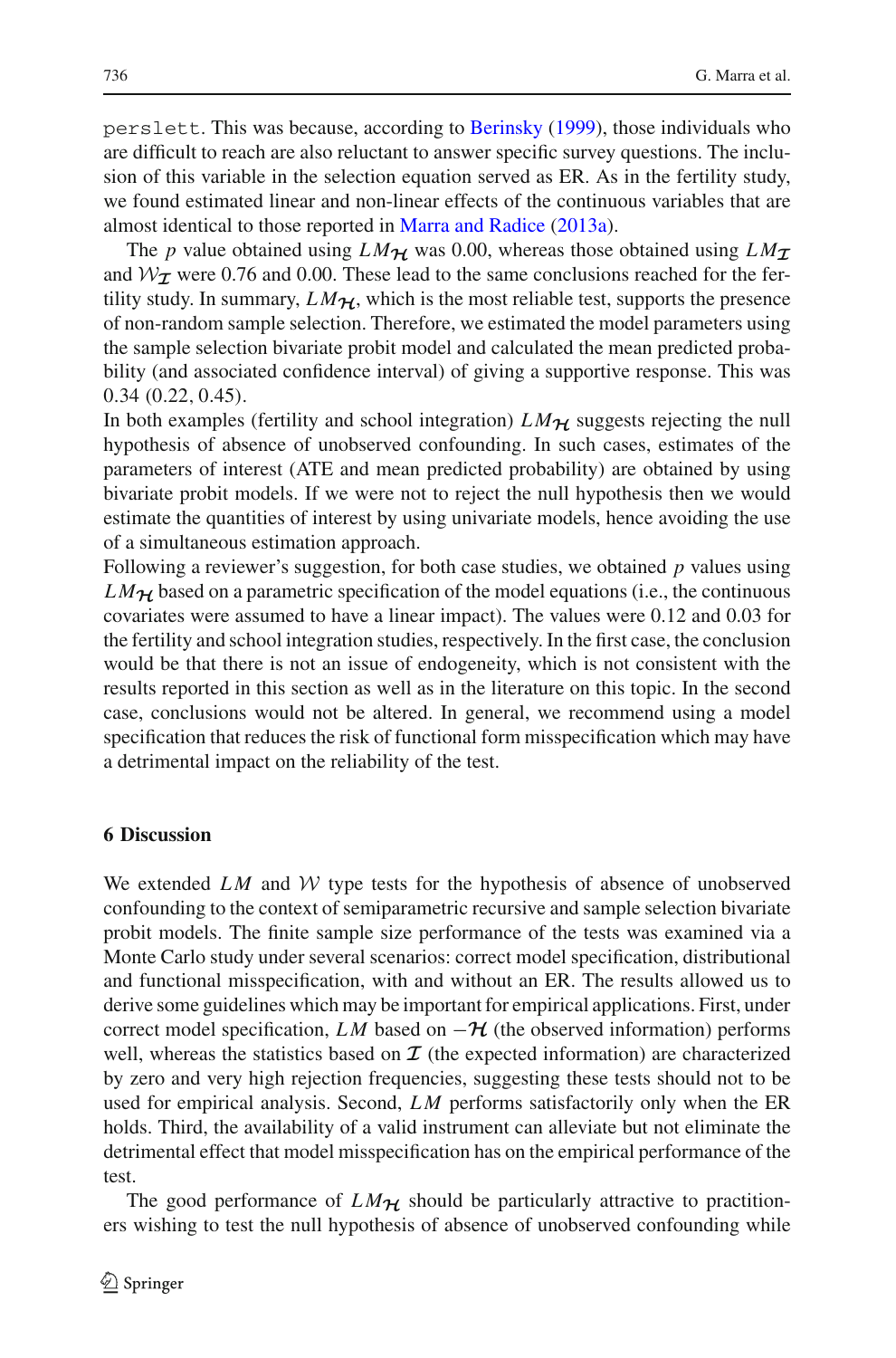perslett. This was because, according to Berinsky (1999), those individuals who are difficult to reach are also reluctant to answer specific survey questions. The inclusion of this variable in the selection equation served as ER. As in the fertility study, we found estimated linear and non-linear effects of the continuous variables that are almost identical to those reported in Marra and Radice (2013a).

The $p$ value obtained using $LM_{\mathcal{H}}$ was 0.00, whereas those obtained using $LM_{\mathcal{I}}$ and $\mathcal{W}_{\mathcal{I}}$ were 0.76 and 0.00. These lead to the same conclusions reached for the fertility study. In summary, $LM_{\mathcal{H}}$, which is the most reliable test, supports the presence of non-random sample selection. Therefore, we estimated the model parameters using the sample selection bivariate probit model and calculated the mean predicted probability (and associated confidence interval) of giving a supportive response. This was 0.34 (0.22, 0.45).

In both examples (fertility and school integration) $LM_{\mathcal{H}}$ suggests rejecting the null hypothesis of absence of unobserved confounding. In such cases, estimates of the parameters of interest (ATE and mean predicted probability) are obtained by using bivariate probit models. If we were not to reject the null hypothesis then we would estimate the quantities of interest by using univariate models, hence avoiding the use of a simultaneous estimation approach.

Following a reviewer's suggestion, for both case studies, we obtained $p$ values using $LM_{\mathcal{H}}$ based on a parametric specification of the model equations (i.e., the continuous covariates were assumed to have a linear impact). The values were 0.12 and 0.03 for the fertility and school integration studies, respectively. In the first case, the conclusion would be that there is not an issue of endogeneity, which is not consistent with the results reported in this section as well as in the literature on this topic. In the second case, conclusions would not be altered. In general, we recommend using a model specification that reduces the risk of functional form misspecification which may have a detrimental impact on the reliability of the test.

## 6 Discussion

We extended $LM$ and $\mathcal{W}$ type tests for the hypothesis of absence of unobserved confounding to the context of semiparametric recursive and sample selection bivariate probit models. The finite sample size performance of the tests was examined via a Monte Carlo study under several scenarios: correct model specification, distributional and functional misspecification, with and without an ER. The results allowed us to derive some guidelines which may be important for empirical applications. First, under correct model specification, $LM$ based on $-\mathcal{H}$ (the observed information) performs well, whereas the statistics based on $\mathcal{I}$ (the expected information) are characterized by zero and very high rejection frequencies, suggesting these tests should not to be used for empirical analysis. Second, $LM$ performs satisfactorily only when the ER holds. Third, the availability of a valid instrument can alleviate but not eliminate the detrimental effect that model misspecification has on the empirical performance of the test.

The good performance of $LM_{\mathcal{H}}$ should be particularly attractive to practitioners wishing to test the null hypothesis of absence of unobserved confounding while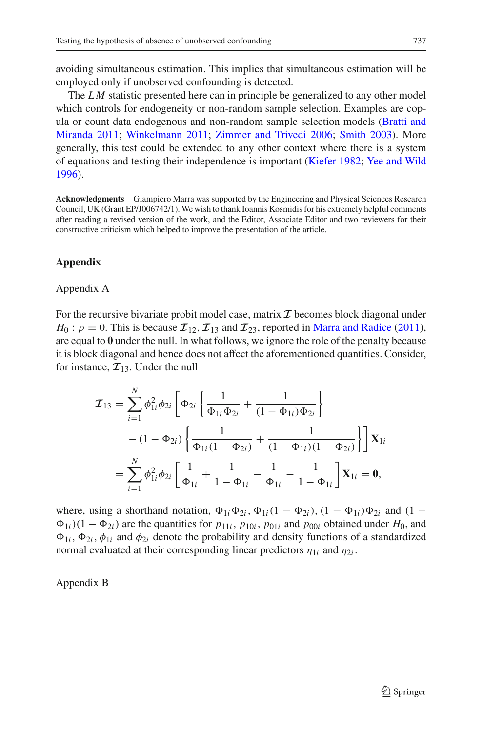avoiding simultaneous estimation. This implies that simultaneous estimation will be employed only if unobserved confounding is detected.

The $LM$ statistic presented here can in principle be generalized to any other model which controls for endogeneity or non-random sample selection. Examples are copula or count data endogenous and non-random sample selection models (Bratti and Miranda 2011; Winkelmann 2011; Zimmer and Trivedi 2006; Smith 2003). More generally, this test could be extended to any other context where there is a system of equations and testing their independence is important (Kiefer 1982; Yee and Wild 1996).

**Acknowledgments** Giampiero Marra was supported by the Engineering and Physical Sciences Research Council, UK (Grant EP/J006742/1). We wish to thank Ioannis Kosmidis for his extremely helpful comments after reading a revised version of the work, and the Editor, Associate Editor and two reviewers for their constructive criticism which helped to improve the presentation of the article.

## Appendix

### Appendix A

For the recursive bivariate probit model case, matrix $\mathcal{I}$ becomes block diagonal under $H_0 : \rho = 0$. This is because $\mathcal{I}_{12}, \mathcal{I}_{13}$ and $\mathcal{I}_{23}$, reported in Marra and Radice (2011), are equal to $\mathbf{0}$ under the null. In what follows, we ignore the role of the penalty because it is block diagonal and hence does not affect the aforementioned quantities. Consider, for instance, $\mathcal{I}_{13}$. Under the null

$$
\begin{aligned}
\mathcal{I}_{13} &= \sum_{i=1}^{N} \phi_{1i}^2 \phi_{2i} \left[ \Phi_{2i} \left\{ \frac{1}{\Phi_{1i}\Phi_{2i}} + \frac{1}{(1-\Phi_{1i})\Phi_{2i}} \right\} \right. \\
&\quad \left. - (1-\Phi_{2i}) \left\{ \frac{1}{\Phi_{1i}(1-\Phi_{2i})} + \frac{1}{(1-\Phi_{1i})(1-\Phi_{2i})} \right\} \right] \mathbf{X}_{1i} \\
&= \sum_{i=1}^{N} \phi_{1i}^2 \phi_{2i} \left[ \frac{1}{\Phi_{1i}} + \frac{1}{1-\Phi_{1i}} - \frac{1}{\Phi_{1i}} - \frac{1}{1-\Phi_{1i}} \right] \mathbf{X}_{1i} = \mathbf{0},
\end{aligned}
$$

where, using a shorthand notation, $\Phi_{1i}\Phi_{2i}$, $\Phi_{1i}(1-\Phi_{2i})$, $(1-\Phi_{1i})\Phi_{2i}$ and $(1-\Phi_{1i})(1-\Phi_{2i})$ are the quantities for $p_{11i}$, $p_{10i}$, $p_{01i}$ and $p_{00i}$ obtained under $H_0$, and $\Phi_{1i}, \Phi_{2i}, \phi_{1i}$ and $\phi_{2i}$ denote the probability and density functions of a standardized normal evaluated at their corresponding linear predictors $\eta_{1i}$ and $\eta_{2i}$.

### Appendix B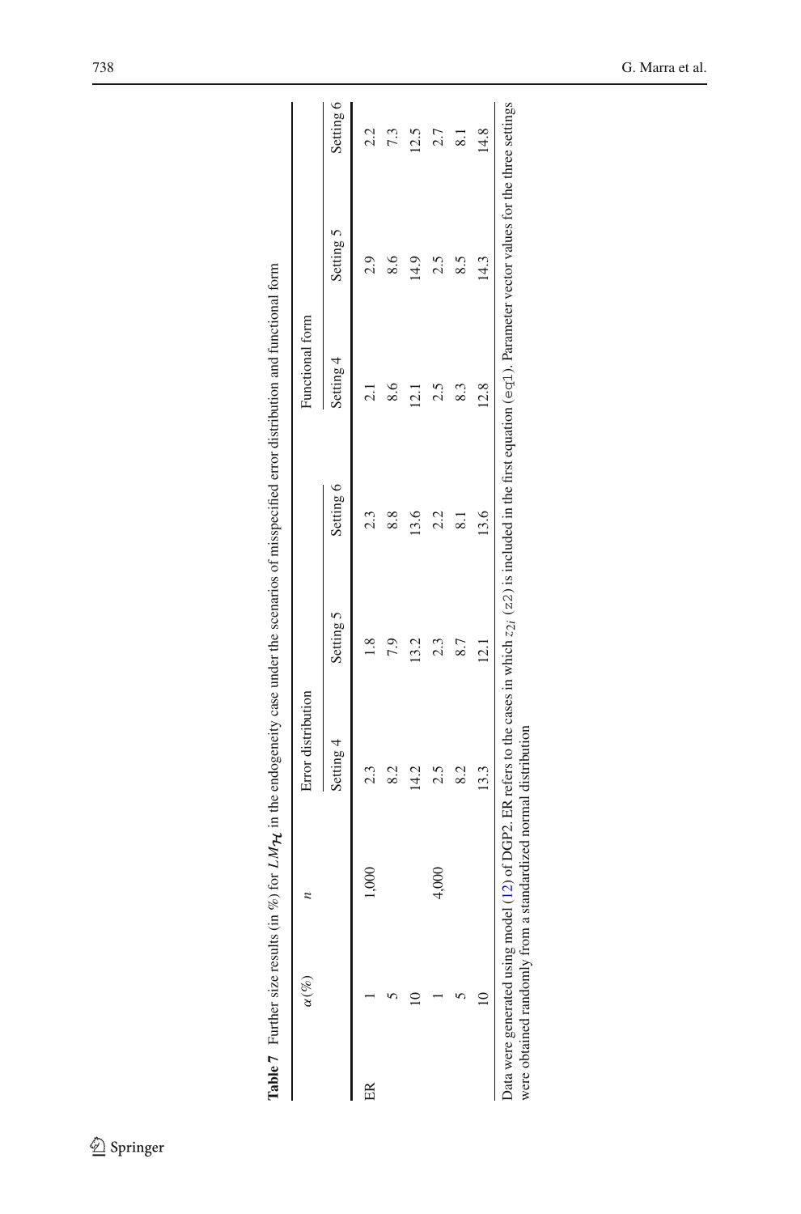**Table 7** Further size results (in %) for $LM_{\mathcal{H}}$ in the endogeneity case under the scenarios of misspecified error distribution and functional form

| | $\alpha(\%)$ | $n$ | Error distribution | | | Functional form | | |
|---|---|---|---|---|---|---|---|---|
| | | | Setting 4 | Setting 5 | Setting 6 | Setting 4 | Setting 5 | Setting 6 |
| ER | 1 | 1,000 | 2.3 | 1.8 | 2.3 | 2.1 | 2.9 | 2.2 |
| | 5 | | 8.2 | 7.9 | 8.8 | 8.6 | 8.6 | 7.3 |
| | 10 | | 14.2 | 13.2 | 13.6 | 12.1 | 14.9 | 12.5 |
| | 1 | 4,000 | 2.5 | 2.3 | 2.2 | 2.5 | 2.5 | 2.7 |
| | 5 | | 8.2 | 8.7 | 8.1 | 8.3 | 8.5 | 8.1 |
| | 10 | | 13.3 | 12.1 | 13.6 | 12.8 | 14.3 | 14.8 |

Data were generated using model (12) of DGP2. ER refers to the cases in which $z_{2i}$ (z2) is included in the first equation (eq1). Parameter vector values for the three settings were obtained randomly from a standardized normal distribution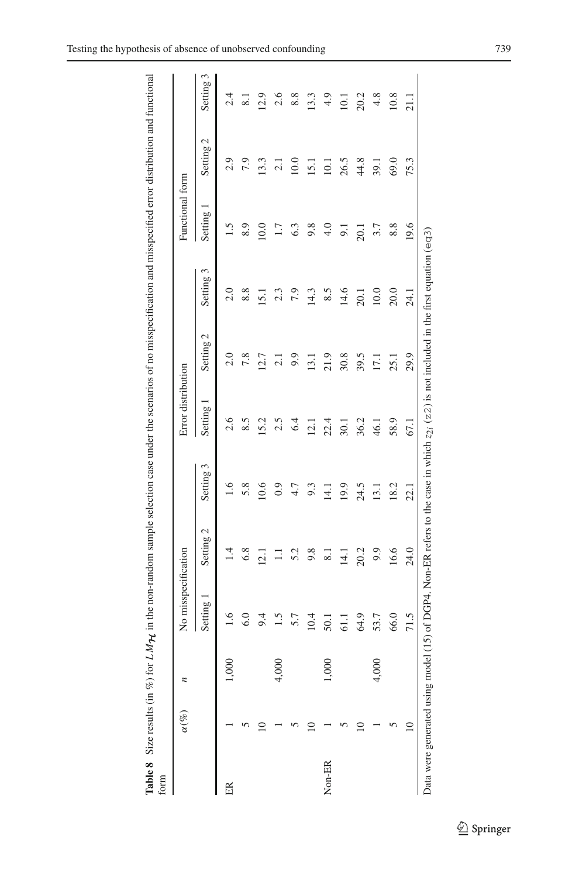**Table 8** Size results (in %) for $LM_{\mathcal{H}}$ in the non-random sample selection case under the scenarios of no misspecification and misspecified error distribution and functional form

| | $\alpha(\%)$ | $n$ | No misspecification | | | Error distribution | | | Functional form | | |
|---|---|---|---|---|---|---|---|---|---|---|---|
| | | | Setting 1 | Setting 2 | Setting 3 | Setting 1 | Setting 2 | Setting 3 | Setting 1 | Setting 2 | Setting 3 |
| ER | 1 | 1,000 | 1.6 | 1.4 | 1.6 | 2.6 | 2.0 | 2.0 | 1.5 | 2.9 | 2.4 |
| | 5 | | 6.0 | 6.8 | 5.8 | 8.5 | 7.8 | 8.8 | 8.9 | 7.9 | 8.1 |
| | 10 | | 9.4 | 12.1 | 10.6 | 15.2 | 12.7 | 15.1 | 10.0 | 13.3 | 12.9 |
| | 1 | 4,000 | 1.5 | 1.1 | 0.9 | 2.5 | 2.1 | 2.3 | 1.7 | 2.1 | 2.6 |
| | 5 | | 5.7 | 5.2 | 4.7 | 6.4 | 9.9 | 7.9 | 6.3 | 10.0 | 8.8 |
| | 10 | | 10.4 | 9.8 | 9.3 | 12.1 | 13.1 | 14.3 | 9.8 | 15.1 | 13.3 |
| Non-ER | 1 | 1,000 | 50.1 | 8.1 | 14.1 | 22.4 | 21.9 | 8.5 | 4.0 | 10.1 | 4.9 |
| | 5 | | 61.1 | 14.1 | 19.9 | 30.1 | 30.8 | 14.6 | 9.1 | 26.5 | 10.1 |
| | 10 | | 64.9 | 20.2 | 24.5 | 36.2 | 39.5 | 20.1 | 20.1 | 44.8 | 20.2 |
| | 1 | 4,000 | 53.7 | 9.9 | 13.1 | 46.1 | 17.1 | 10.0 | 3.7 | 39.1 | 4.8 |
| | 5 | | 66.0 | 16.6 | 18.2 | 58.9 | 25.1 | 20.0 | 8.8 | 69.0 | 10.8 |
| | 10 | | 71.5 | 24.0 | 22.1 | 67.1 | 29.9 | 24.1 | 19.6 | 75.3 | 21.1 |

Data were generated using model (15) of DGP4. Non-ER refers to the case in which $z_{2i}$ (`z2`) is not included in the first equation (`eq3`)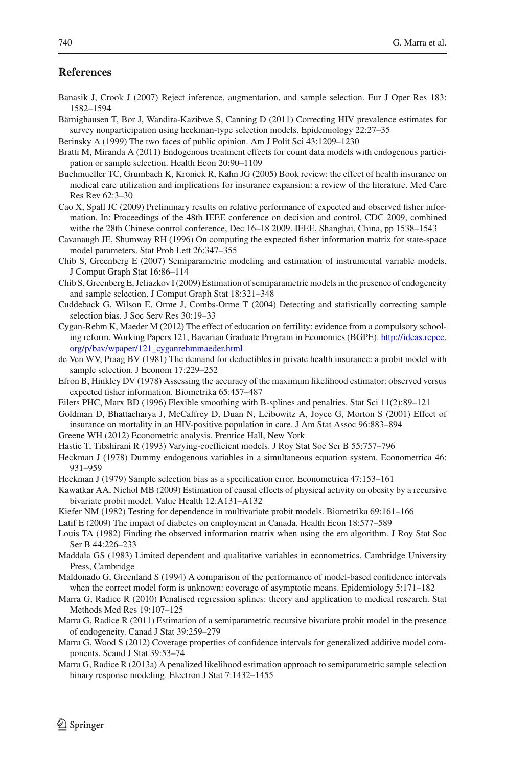## References

Banasik J, Crook J (2007) Reject inference, augmentation, and sample selection. Eur J Oper Res 183: 1582–1594

Bärnighausen T, Bor J, Wandira-Kazibwe S, Canning D (2011) Correcting HIV prevalence estimates for survey nonparticipation using heckman-type selection models. Epidemiology 22:27–35

Berinsky A (1999) The two faces of public opinion. Am J Polit Sci 43:1209–1230

Bratti M, Miranda A (2011) Endogenous treatment effects for count data models with endogenous participation or sample selection. Health Econ 20:90–1109

Buchmueller TC, Grumbach K, Kronick R, Kahn JG (2005) Book review: the effect of health insurance on medical care utilization and implications for insurance expansion: a review of the literature. Med Care Res Rev 62:3–30

Cao X, Spall JC (2009) Preliminary results on relative performance of expected and observed fisher information. In: Proceedings of the 48th IEEE conference on decision and control, CDC 2009, combined withe the 28th Chinese control conference, Dec 16–18 2009. IEEE, Shanghai, China, pp 1538–1543

Cavanaugh JE, Shumway RH (1996) On computing the expected fisher information matrix for state-space model parameters. Stat Prob Lett 26:347–355

Chib S, Greenberg E (2007) Semiparametric modeling and estimation of instrumental variable models. J Comput Graph Stat 16:86–114

Chib S, Greenberg E, Jeliazkov I (2009) Estimation of semiparametric models in the presence of endogeneity and sample selection. J Comput Graph Stat 18:321–348

Cuddeback G, Wilson E, Orme J, Combs-Orme T (2004) Detecting and statistically correcting sample selection bias. J Soc Serv Res 30:19–33

Cygan-Rehm K, Maeder M (2012) The effect of education on fertility: evidence from a compulsory schooling reform. Working Papers 121, Bavarian Graduate Program in Economics (BGPE). http://ideas.repec.org/p/bav/wpaper/121_cyganrehmmaeder.html

de Ven WV, Praag BV (1981) The demand for deductibles in private health insurance: a probit model with sample selection. J Econom 17:229–252

Efron B, Hinkley DV (1978) Assessing the accuracy of the maximum likelihood estimator: observed versus expected fisher information. Biometrika 65:457–487

Eilers PHC, Marx BD (1996) Flexible smoothing with B-splines and penalties. Stat Sci 11(2):89–121

Goldman D, Bhattacharya J, McCaffrey D, Duan N, Leibowitz A, Joyce G, Morton S (2001) Effect of insurance on mortality in an HIV-positive population in care. J Am Stat Assoc 96:883–894

Greene WH (2012) Econometric analysis. Prentice Hall, New York

Hastie T, Tibshirani R (1993) Varying-coefficient models. J Roy Stat Soc Ser B 55:757–796

Heckman J (1978) Dummy endogenous variables in a simultaneous equation system. Econometrica 46: 931–959

Heckman J (1979) Sample selection bias as a specification error. Econometrica 47:153–161

Kawatkar AA, Nichol MB (2009) Estimation of causal effects of physical activity on obesity by a recursive bivariate probit model. Value Health 12:A131–A132

Kiefer NM (1982) Testing for dependence in multivariate probit models. Biometrika 69:161–166

Latif E (2009) The impact of diabetes on employment in Canada. Health Econ 18:577–589

Louis TA (1982) Finding the observed information matrix when using the em algorithm. J Roy Stat Soc Ser B 44:226–233

Maddala GS (1983) Limited dependent and qualitative variables in econometrics. Cambridge University Press, Cambridge

Maldonado G, Greenland S (1994) A comparison of the performance of model-based confidence intervals when the correct model form is unknown: coverage of asymptotic means. Epidemiology 5:171–182

Marra G, Radice R (2010) Penalised regression splines: theory and application to medical research. Stat Methods Med Res 19:107–125

Marra G, Radice R (2011) Estimation of a semiparametric recursive bivariate probit model in the presence of endogeneity. Canad J Stat 39:259–279

Marra G, Wood S (2012) Coverage properties of confidence intervals for generalized additive model components. Scand J Stat 39:53–74

Marra G, Radice R (2013a) A penalized likelihood estimation approach to semiparametric sample selection binary response modeling. Electron J Stat 7:1432–1455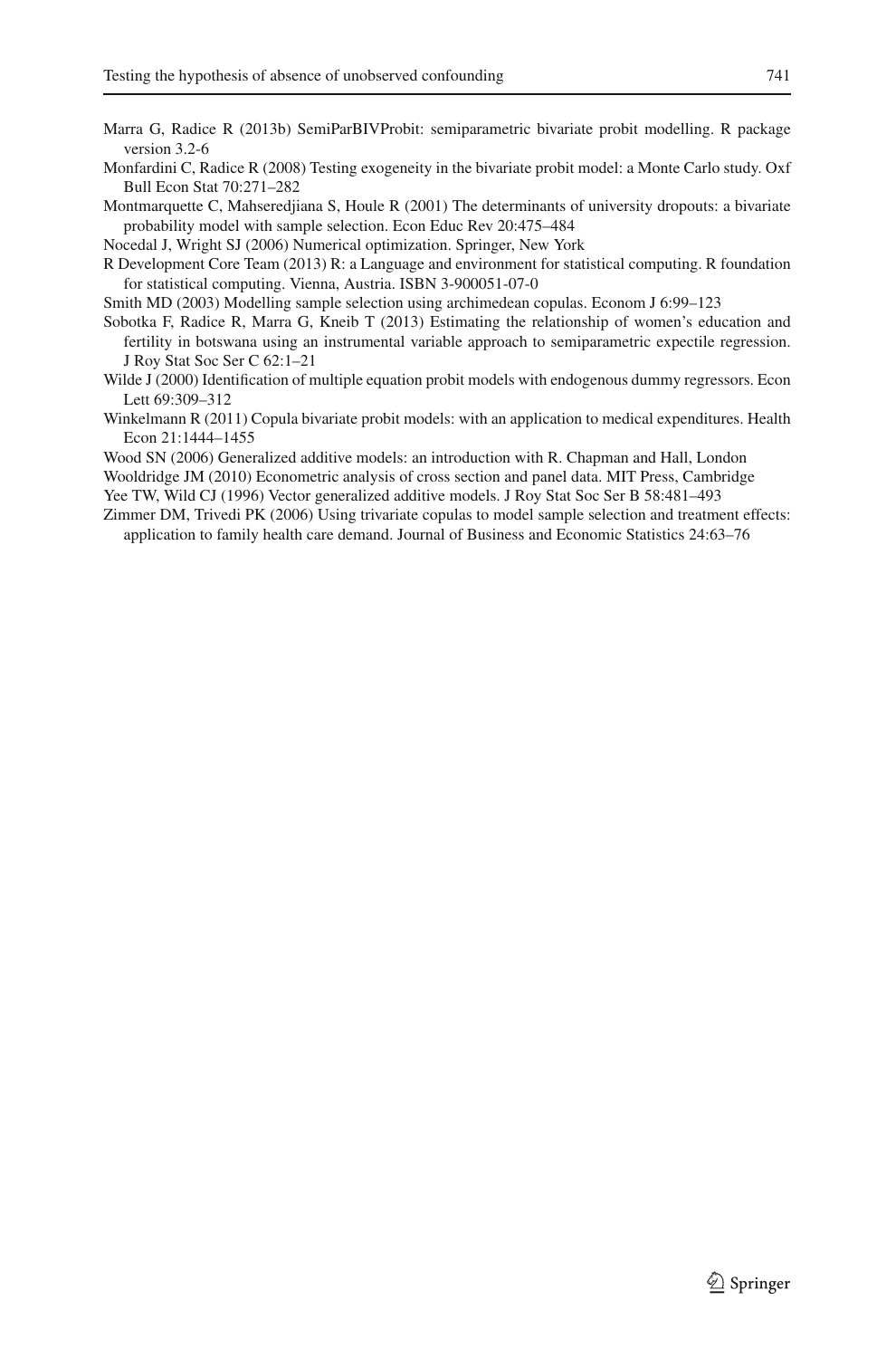Marra G, Radice R (2013b) SemiParBIVProbit: semiparametric bivariate probit modelling. R package version 3.2-6

Monfardini C, Radice R (2008) Testing exogeneity in the bivariate probit model: a Monte Carlo study. Oxf Bull Econ Stat 70:271–282

Montmarquette C, Mahseredjiana S, Houle R (2001) The determinants of university dropouts: a bivariate probability model with sample selection. Econ Educ Rev 20:475–484

Nocedal J, Wright SJ (2006) Numerical optimization. Springer, New York

R Development Core Team (2013) R: a Language and environment for statistical computing. R foundation for statistical computing. Vienna, Austria. ISBN 3-900051-07-0

Smith MD (2003) Modelling sample selection using archimedean copulas. Econom J 6:99–123

Sobotka F, Radice R, Marra G, Kneib T (2013) Estimating the relationship of women's education and fertility in botswana using an instrumental variable approach to semiparametric expectile regression. J Roy Stat Soc Ser C 62:1–21

Wilde J (2000) Identification of multiple equation probit models with endogenous dummy regressors. Econ Lett 69:309–312

Winkelmann R (2011) Copula bivariate probit models: with an application to medical expenditures. Health Econ 21:1444–1455

Wood SN (2006) Generalized additive models: an introduction with R. Chapman and Hall, London

Wooldridge JM (2010) Econometric analysis of cross section and panel data. MIT Press, Cambridge

Yee TW, Wild CJ (1996) Vector generalized additive models. J Roy Stat Soc Ser B 58:481–493

Zimmer DM, Trivedi PK (2006) Using trivariate copulas to model sample selection and treatment effects: application to family health care demand. Journal of Business and Economic Statistics 24:63–76